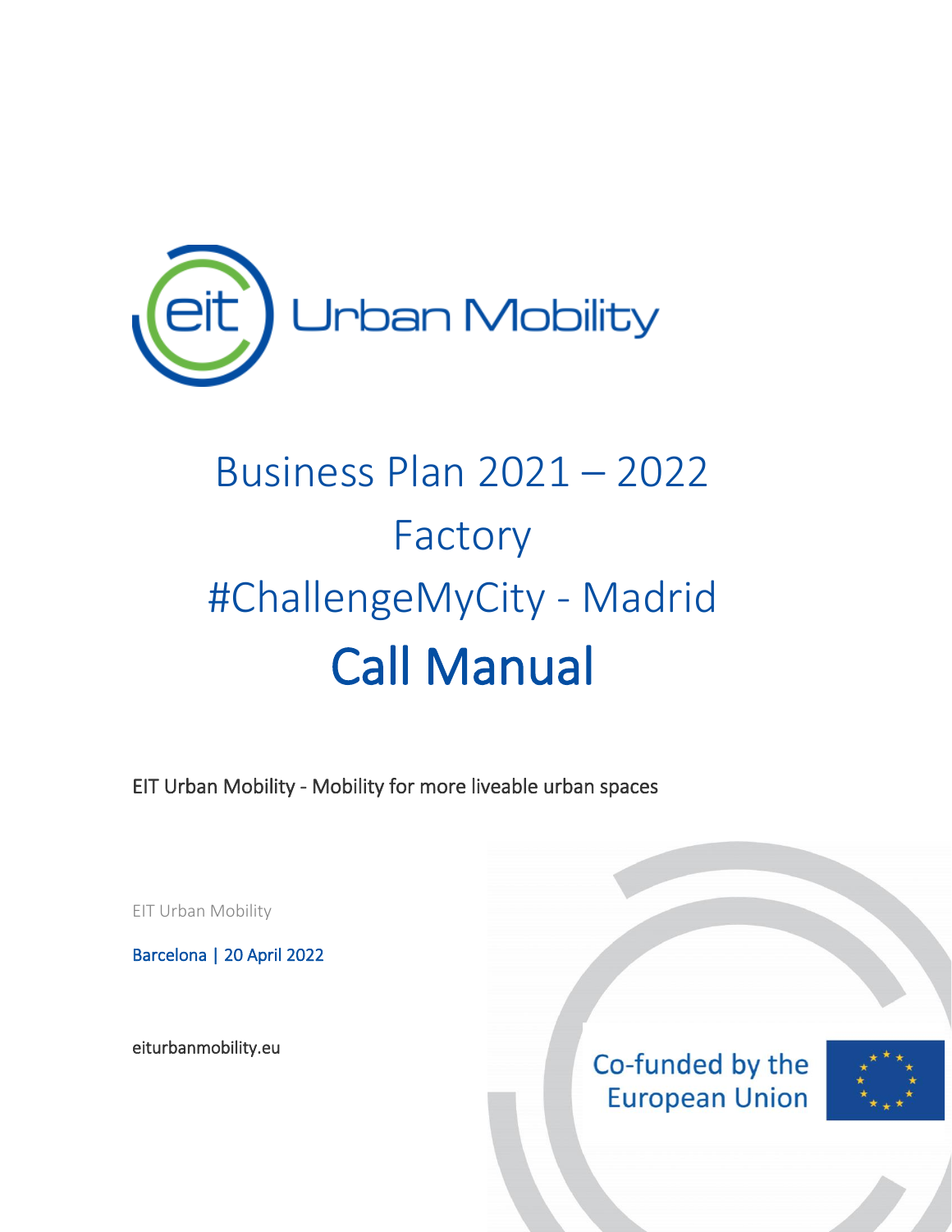eit Urban Mobility

# Business Plan 2021 – 2022
# Factory
# #ChallengeMyCity - Madrid
# Call Manual

EIT Urban Mobility - Mobility for more liveable urban spaces

EIT Urban Mobility

Barcelona | 20 April 2022

eiturbanmobility.eu

Co-funded by the European Union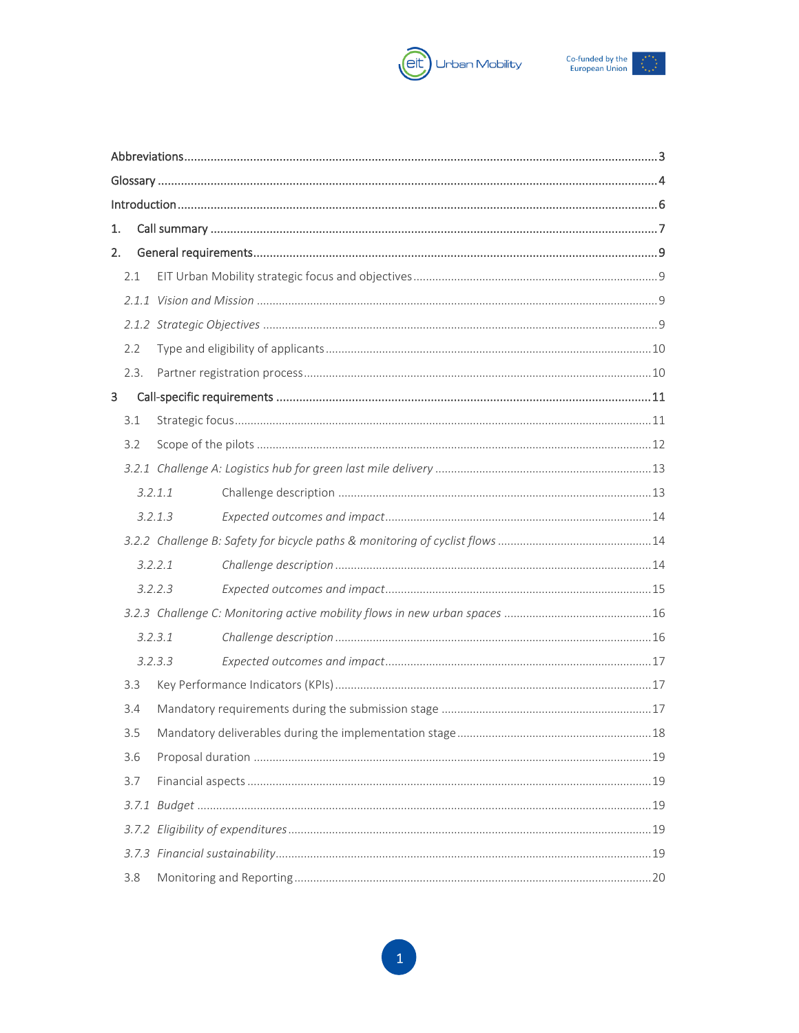Abbreviations ..... 3

Glossary ..... 4

Introduction ..... 6

1. Call summary ..... 7

2. General requirements ..... 9

   2.1 EIT Urban Mobility strategic focus and objectives ..... 9

   *2.1.1 Vision and Mission* ..... 9

   *2.1.2 Strategic Objectives* ..... 9

   2.2 Type and eligibility of applicants ..... 10

   2.3. Partner registration process ..... 10

3 Call-specific requirements ..... 11

   3.1 Strategic focus ..... 11

   3.2 Scope of the pilots ..... 12

   *3.2.1 Challenge A: Logistics hub for green last mile delivery* ..... 13

      *3.2.1.1* Challenge description ..... 13

      *3.2.1.3* *Expected outcomes and impact* ..... 14

   *3.2.2 Challenge B: Safety for bicycle paths & monitoring of cyclist flows* ..... 14

      *3.2.2.1* *Challenge description* ..... 14

      *3.2.2.3* *Expected outcomes and impact* ..... 15

   *3.2.3 Challenge C: Monitoring active mobility flows in new urban spaces* ..... 16

      *3.2.3.1* *Challenge description* ..... 16

      *3.2.3.3* *Expected outcomes and impact* ..... 17

   3.3 Key Performance Indicators (KPIs) ..... 17

   3.4 Mandatory requirements during the submission stage ..... 17

   3.5 Mandatory deliverables during the implementation stage ..... 18

   3.6 Proposal duration ..... 19

   3.7 Financial aspects ..... 19

   *3.7.1 Budget* ..... 19

   *3.7.2 Eligibility of expenditures* ..... 19

   *3.7.3 Financial sustainability* ..... 19

   3.8 Monitoring and Reporting ..... 20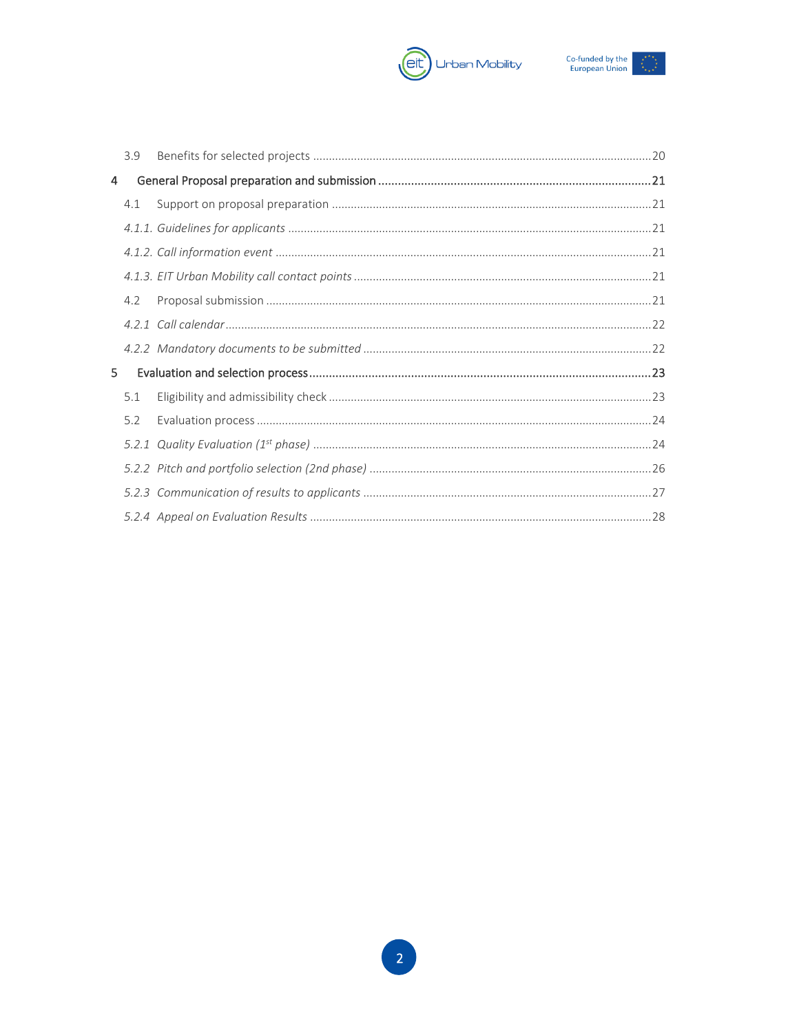3.9 Benefits for selected projects ..... 20

**4 General Proposal preparation and submission ..... 21**

4.1 Support on proposal preparation ..... 21

*4.1.1. Guidelines for applicants ..... 21*

*4.1.2. Call information event ..... 21*

*4.1.3. EIT Urban Mobility call contact points ..... 21*

4.2 Proposal submission ..... 21

*4.2.1 Call calendar ..... 22*

*4.2.2 Mandatory documents to be submitted ..... 22*

**5 Evaluation and selection process ..... 23**

5.1 Eligibility and admissibility check ..... 23

5.2 Evaluation process ..... 24

*5.2.1 Quality Evaluation (1st phase) ..... 24*

*5.2.2 Pitch and portfolio selection (2nd phase) ..... 26*

*5.2.3 Communication of results to applicants ..... 27*

*5.2.4 Appeal on Evaluation Results ..... 28*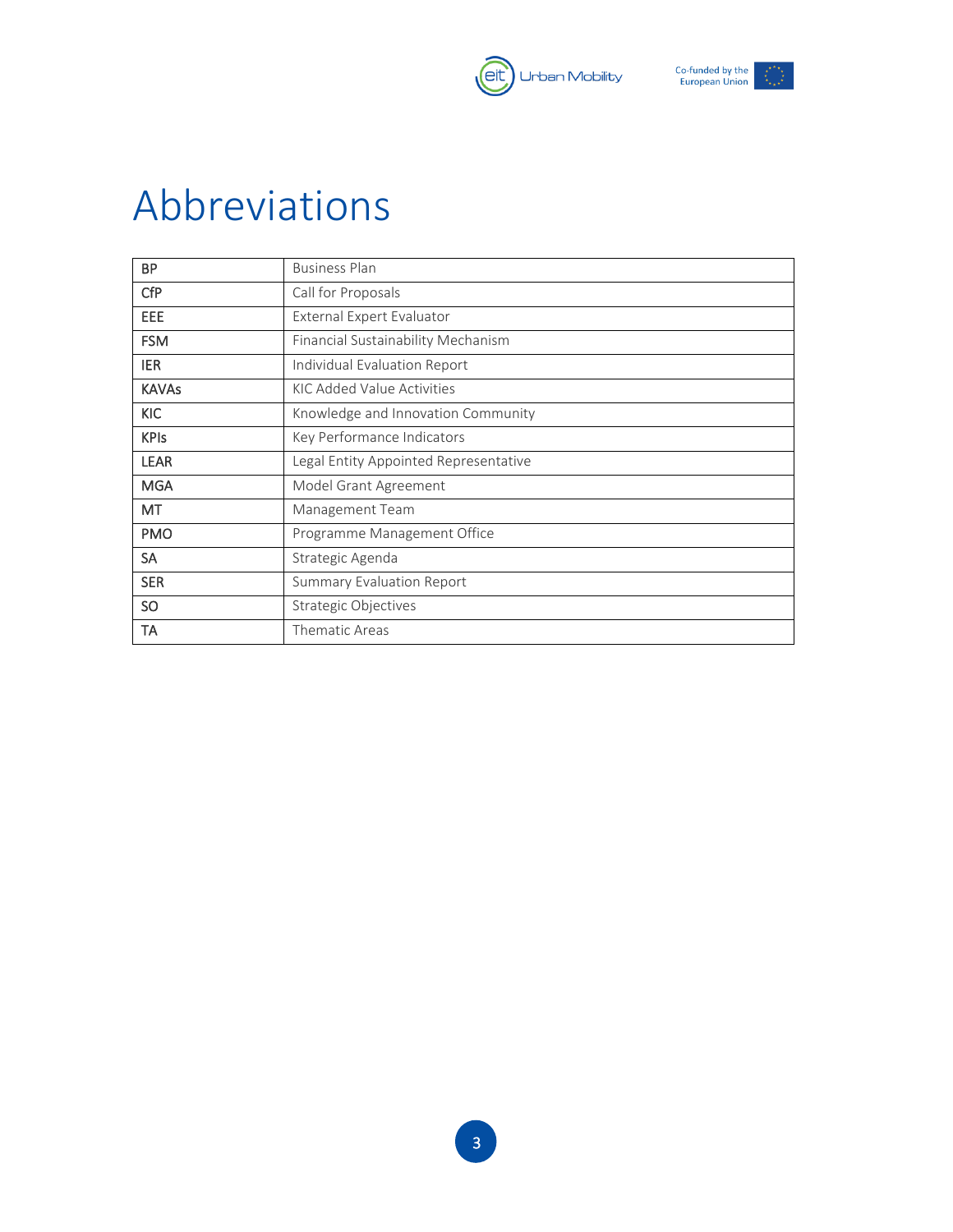# Abbreviations

| | |
|---|---|
| BP | Business Plan |
| CfP | Call for Proposals |
| EEE | External Expert Evaluator |
| FSM | Financial Sustainability Mechanism |
| IER | Individual Evaluation Report |
| KAVAs | KIC Added Value Activities |
| KIC | Knowledge and Innovation Community |
| KPIs | Key Performance Indicators |
| LEAR | Legal Entity Appointed Representative |
| MGA | Model Grant Agreement |
| MT | Management Team |
| PMO | Programme Management Office |
| SA | Strategic Agenda |
| SER | Summary Evaluation Report |
| SO | Strategic Objectives |
| TA | Thematic Areas |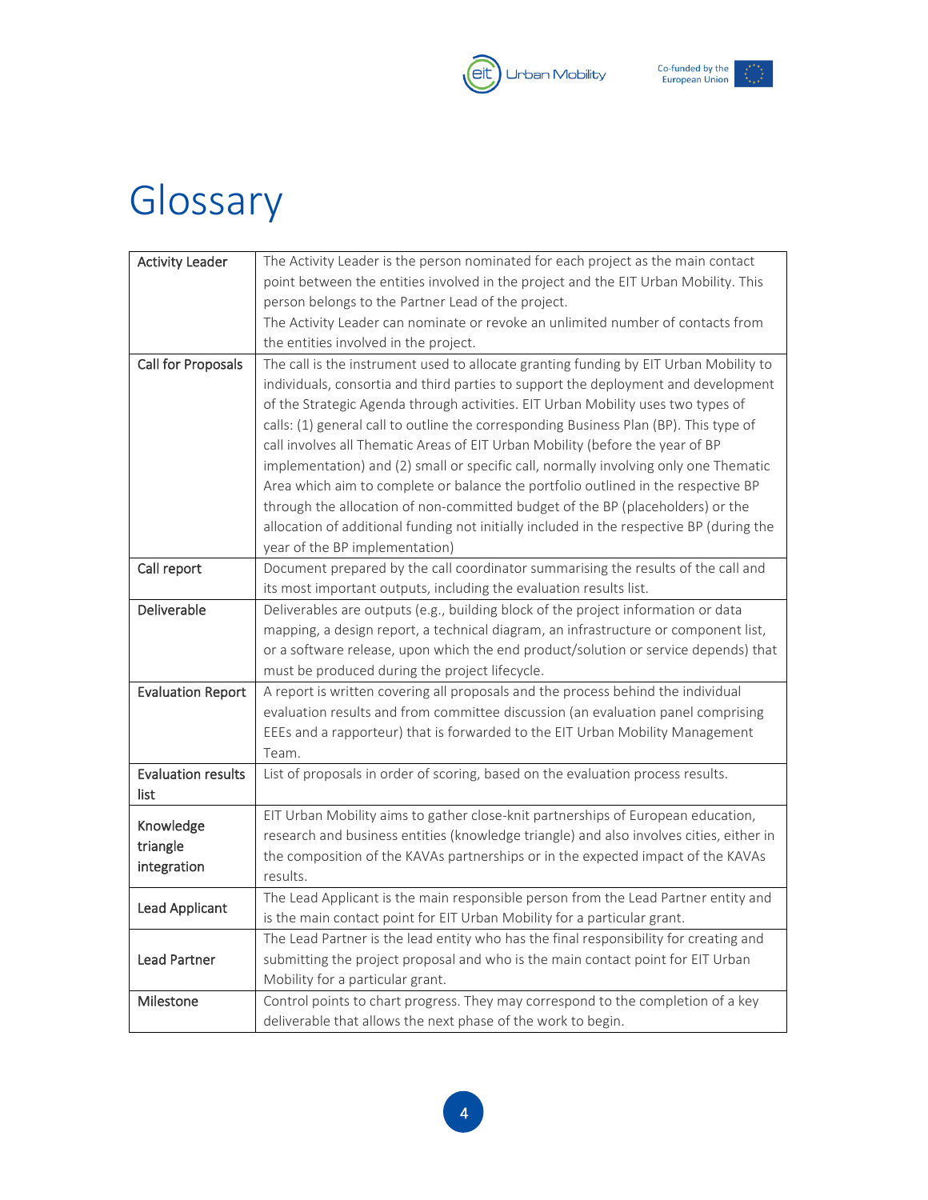# Glossary

| | |
|---|---|
| Activity Leader | The Activity Leader is the person nominated for each project as the main contact point between the entities involved in the project and the EIT Urban Mobility. This person belongs to the Partner Lead of the project. The Activity Leader can nominate or revoke an unlimited number of contacts from the entities involved in the project. |
| Call for Proposals | The call is the instrument used to allocate granting funding by EIT Urban Mobility to individuals, consortia and third parties to support the deployment and development of the Strategic Agenda through activities. EIT Urban Mobility uses two types of calls: (1) general call to outline the corresponding Business Plan (BP). This type of call involves all Thematic Areas of EIT Urban Mobility (before the year of BP implementation) and (2) small or specific call, normally involving only one Thematic Area which aim to complete or balance the portfolio outlined in the respective BP through the allocation of non-committed budget of the BP (placeholders) or the allocation of additional funding not initially included in the respective BP (during the year of the BP implementation) |
| Call report | Document prepared by the call coordinator summarising the results of the call and its most important outputs, including the evaluation results list. |
| Deliverable | Deliverables are outputs (e.g., building block of the project information or data mapping, a design report, a technical diagram, an infrastructure or component list, or a software release, upon which the end product/solution or service depends) that must be produced during the project lifecycle. |
| Evaluation Report | A report is written covering all proposals and the process behind the individual evaluation results and from committee discussion (an evaluation panel comprising EEEs and a rapporteur) that is forwarded to the EIT Urban Mobility Management Team. |
| Evaluation results list | List of proposals in order of scoring, based on the evaluation process results. |
| Knowledge triangle integration | EIT Urban Mobility aims to gather close-knit partnerships of European education, research and business entities (knowledge triangle) and also involves cities, either in the composition of the KAVAs partnerships or in the expected impact of the KAVAs results. |
| Lead Applicant | The Lead Applicant is the main responsible person from the Lead Partner entity and is the main contact point for EIT Urban Mobility for a particular grant. |
| Lead Partner | The Lead Partner is the lead entity who has the final responsibility for creating and submitting the project proposal and who is the main contact point for EIT Urban Mobility for a particular grant. |
| Milestone | Control points to chart progress. They may correspond to the completion of a key deliverable that allows the next phase of the work to begin. |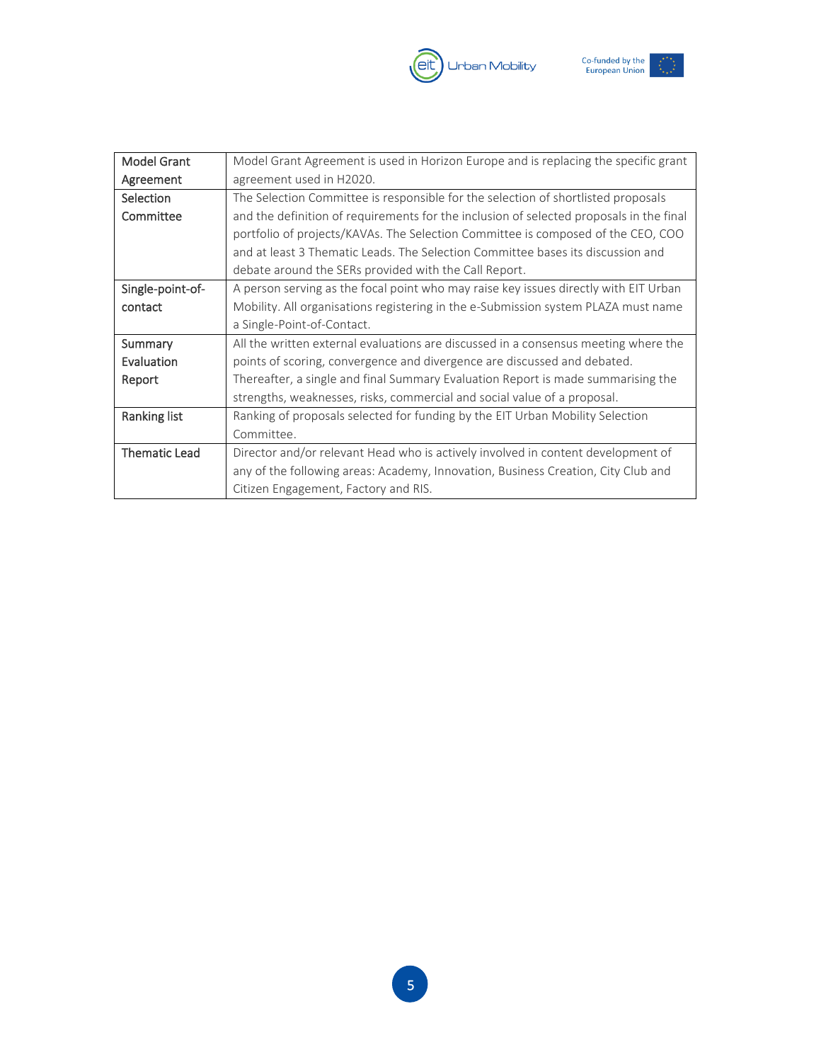| | |
|---|---|
| Model Grant Agreement | Model Grant Agreement is used in Horizon Europe and is replacing the specific grant agreement used in H2020. |
| Selection Committee | The Selection Committee is responsible for the selection of shortlisted proposals and the definition of requirements for the inclusion of selected proposals in the final portfolio of projects/KAVAs. The Selection Committee is composed of the CEO, COO and at least 3 Thematic Leads. The Selection Committee bases its discussion and debate around the SERs provided with the Call Report. |
| Single-point-of-contact | A person serving as the focal point who may raise key issues directly with EIT Urban Mobility. All organisations registering in the e-Submission system PLAZA must name a Single-Point-of-Contact. |
| Summary Evaluation Report | All the written external evaluations are discussed in a consensus meeting where the points of scoring, convergence and divergence are discussed and debated. Thereafter, a single and final Summary Evaluation Report is made summarising the strengths, weaknesses, risks, commercial and social value of a proposal. |
| Ranking list | Ranking of proposals selected for funding by the EIT Urban Mobility Selection Committee. |
| Thematic Lead | Director and/or relevant Head who is actively involved in content development of any of the following areas: Academy, Innovation, Business Creation, City Club and Citizen Engagement, Factory and RIS. |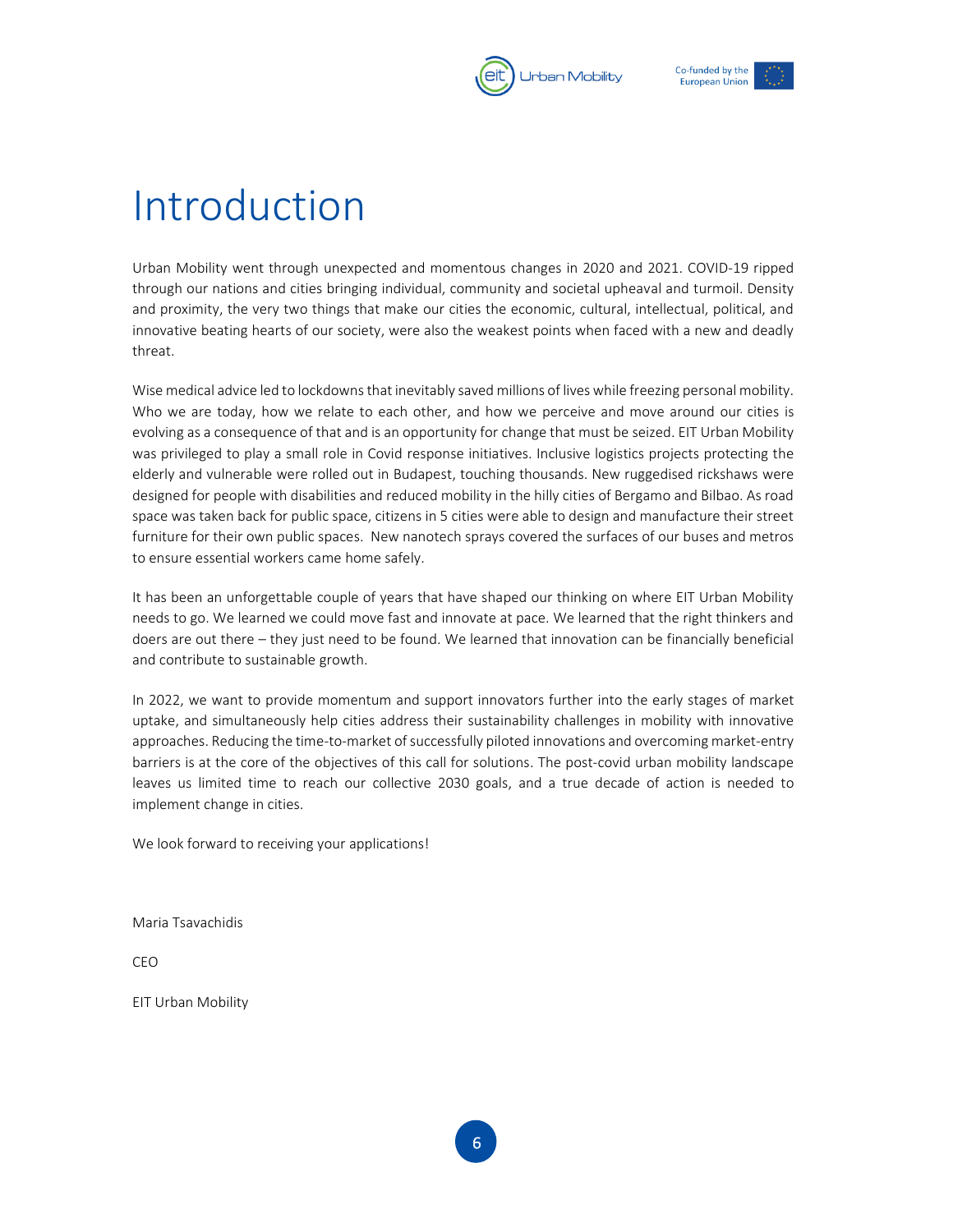# Introduction

Urban Mobility went through unexpected and momentous changes in 2020 and 2021. COVID-19 ripped through our nations and cities bringing individual, community and societal upheaval and turmoil. Density and proximity, the very two things that make our cities the economic, cultural, intellectual, political, and innovative beating hearts of our society, were also the weakest points when faced with a new and deadly threat.

Wise medical advice led to lockdowns that inevitably saved millions of lives while freezing personal mobility. Who we are today, how we relate to each other, and how we perceive and move around our cities is evolving as a consequence of that and is an opportunity for change that must be seized. EIT Urban Mobility was privileged to play a small role in Covid response initiatives. Inclusive logistics projects protecting the elderly and vulnerable were rolled out in Budapest, touching thousands. New ruggedised rickshaws were designed for people with disabilities and reduced mobility in the hilly cities of Bergamo and Bilbao. As road space was taken back for public space, citizens in 5 cities were able to design and manufacture their street furniture for their own public spaces. New nanotech sprays covered the surfaces of our buses and metros to ensure essential workers came home safely.

It has been an unforgettable couple of years that have shaped our thinking on where EIT Urban Mobility needs to go. We learned we could move fast and innovate at pace. We learned that the right thinkers and doers are out there – they just need to be found. We learned that innovation can be financially beneficial and contribute to sustainable growth.

In 2022, we want to provide momentum and support innovators further into the early stages of market uptake, and simultaneously help cities address their sustainability challenges in mobility with innovative approaches. Reducing the time-to-market of successfully piloted innovations and overcoming market-entry barriers is at the core of the objectives of this call for solutions. The post-covid urban mobility landscape leaves us limited time to reach our collective 2030 goals, and a true decade of action is needed to implement change in cities.

We look forward to receiving your applications!

Maria Tsavachidis

CEO

EIT Urban Mobility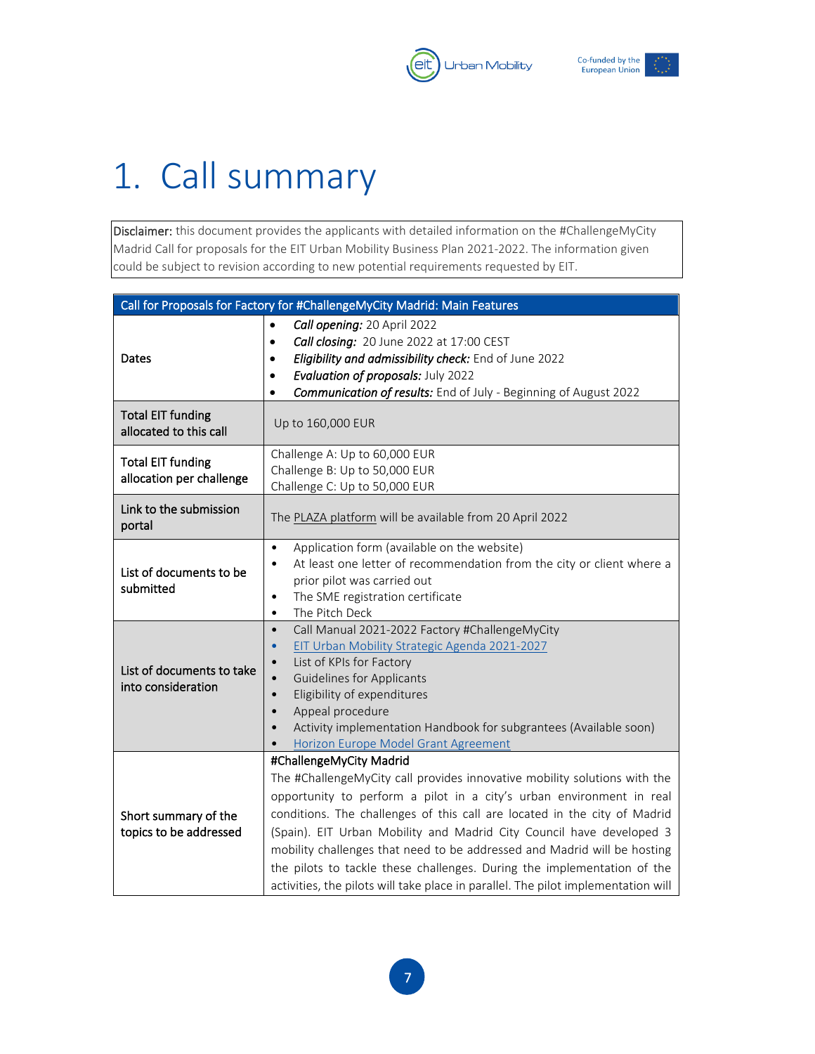# 1. Call summary

**Disclaimer:** this document provides the applicants with detailed information on the #ChallengeMyCity Madrid Call for proposals for the EIT Urban Mobility Business Plan 2021-2022. The information given could be subject to revision according to new potential requirements requested by EIT.

| Call for Proposals for Factory for #ChallengeMyCity Madrid: Main Features | |
|---|---|
| Dates | • ***Call opening:*** 20 April 2022<br>• ***Call closing:*** 20 June 2022 at 17:00 CEST<br>• ***Eligibility and admissibility check:*** End of June 2022<br>• ***Evaluation of proposals:*** July 2022<br>• ***Communication of results:*** End of July - Beginning of August 2022 |
| Total EIT funding allocated to this call | Up to 160,000 EUR |
| Total EIT funding allocation per challenge | Challenge A: Up to 60,000 EUR<br>Challenge B: Up to 50,000 EUR<br>Challenge C: Up to 50,000 EUR |
| Link to the submission portal | The PLAZA platform will be available from 20 April 2022 |
| List of documents to be submitted | • Application form (available on the website)<br>• At least one letter of recommendation from the city or client where a prior pilot was carried out<br>• The SME registration certificate<br>• The Pitch Deck |
| List of documents to take into consideration | • Call Manual 2021-2022 Factory #ChallengeMyCity<br>• EIT Urban Mobility Strategic Agenda 2021-2027<br>• List of KPIs for Factory<br>• Guidelines for Applicants<br>• Eligibility of expenditures<br>• Appeal procedure<br>• Activity implementation Handbook for subgrantees (Available soon)<br>• Horizon Europe Model Grant Agreement |
| Short summary of the topics to be addressed | #ChallengeMyCity Madrid<br>The #ChallengeMyCity call provides innovative mobility solutions with the opportunity to perform a pilot in a city's urban environment in real conditions. The challenges of this call are located in the city of Madrid (Spain). EIT Urban Mobility and Madrid City Council have developed 3 mobility challenges that need to be addressed and Madrid will be hosting the pilots to tackle these challenges. During the implementation of the activities, the pilots will take place in parallel. The pilot implementation will |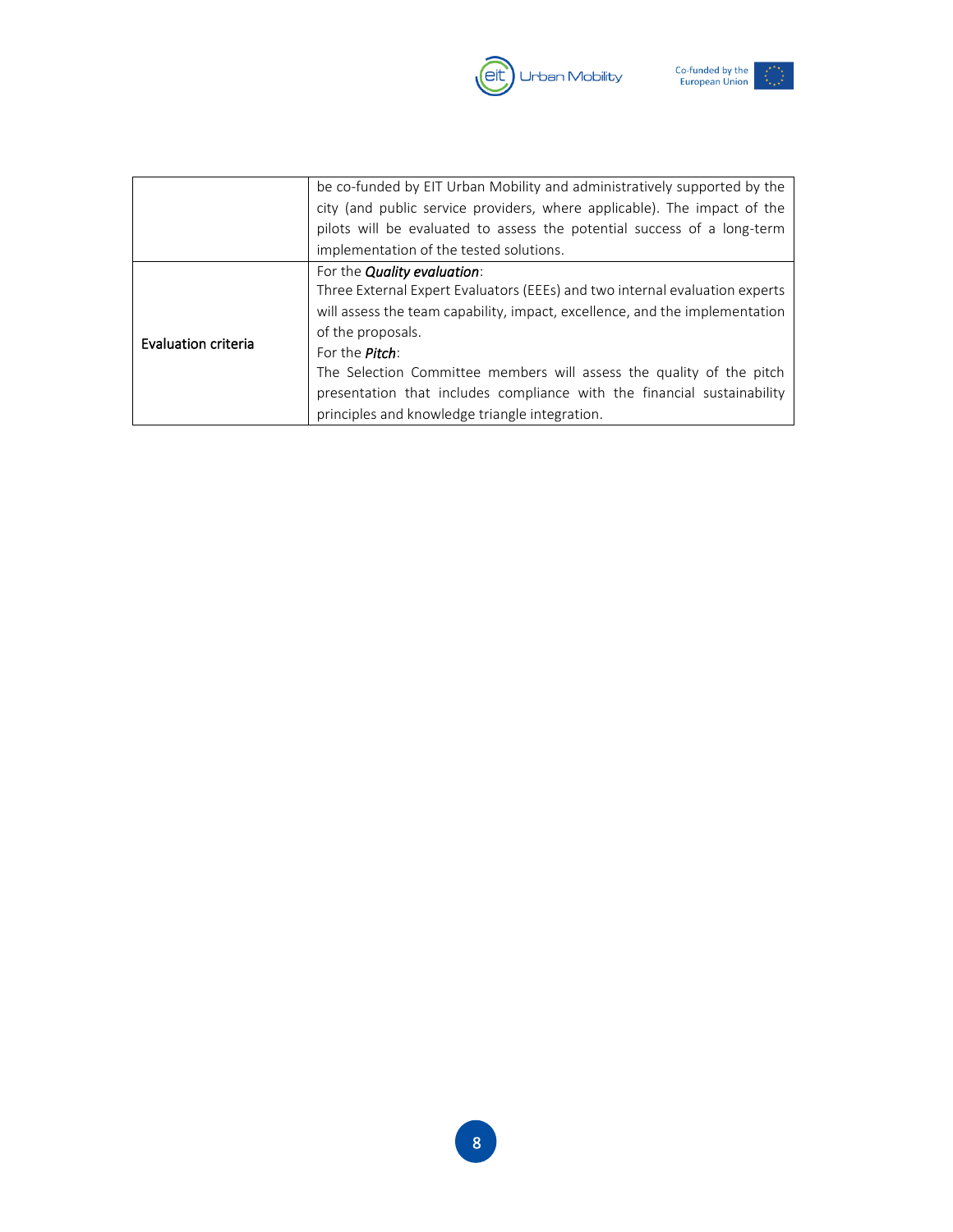| | |
|---|---|
| | be co-funded by EIT Urban Mobility and administratively supported by the city (and public service providers, where applicable). The impact of the pilots will be evaluated to assess the potential success of a long-term implementation of the tested solutions. |
| Evaluation criteria | For the ***Quality evaluation***:<br>Three External Expert Evaluators (EEEs) and two internal evaluation experts will assess the team capability, impact, excellence, and the implementation of the proposals.<br>For the ***Pitch***:<br>The Selection Committee members will assess the quality of the pitch presentation that includes compliance with the financial sustainability principles and knowledge triangle integration. |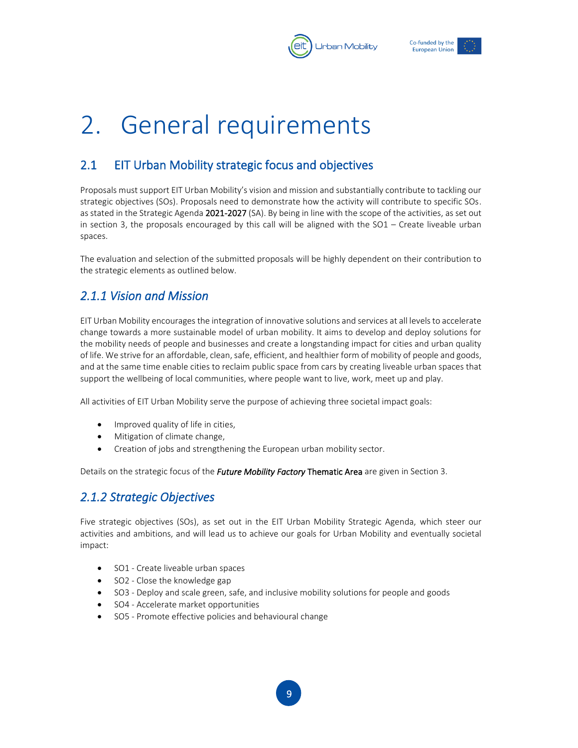# 2. General requirements

## 2.1 EIT Urban Mobility strategic focus and objectives

Proposals must support EIT Urban Mobility's vision and mission and substantially contribute to tackling our strategic objectives (SOs). Proposals need to demonstrate how the activity will contribute to specific SOs. as stated in the Strategic Agenda **2021-2027** (SA). By being in line with the scope of the activities, as set out in section 3, the proposals encouraged by this call will be aligned with the SO1 – Create liveable urban spaces.

The evaluation and selection of the submitted proposals will be highly dependent on their contribution to the strategic elements as outlined below.

### *2.1.1 Vision and Mission*

EIT Urban Mobility encourages the integration of innovative solutions and services at all levels to accelerate change towards a more sustainable model of urban mobility. It aims to develop and deploy solutions for the mobility needs of people and businesses and create a longstanding impact for cities and urban quality of life. We strive for an affordable, clean, safe, efficient, and healthier form of mobility of people and goods, and at the same time enable cities to reclaim public space from cars by creating liveable urban spaces that support the wellbeing of local communities, where people want to live, work, meet up and play.

All activities of EIT Urban Mobility serve the purpose of achieving three societal impact goals:

- Improved quality of life in cities,
- Mitigation of climate change,
- Creation of jobs and strengthening the European urban mobility sector.

Details on the strategic focus of the ***Future Mobility Factory*** **Thematic Area** are given in Section 3.

### *2.1.2 Strategic Objectives*

Five strategic objectives (SOs), as set out in the EIT Urban Mobility Strategic Agenda, which steer our activities and ambitions, and will lead us to achieve our goals for Urban Mobility and eventually societal impact:

- SO1 - Create liveable urban spaces
- SO2 - Close the knowledge gap
- SO3 - Deploy and scale green, safe, and inclusive mobility solutions for people and goods
- SO4 - Accelerate market opportunities
- SO5 - Promote effective policies and behavioural change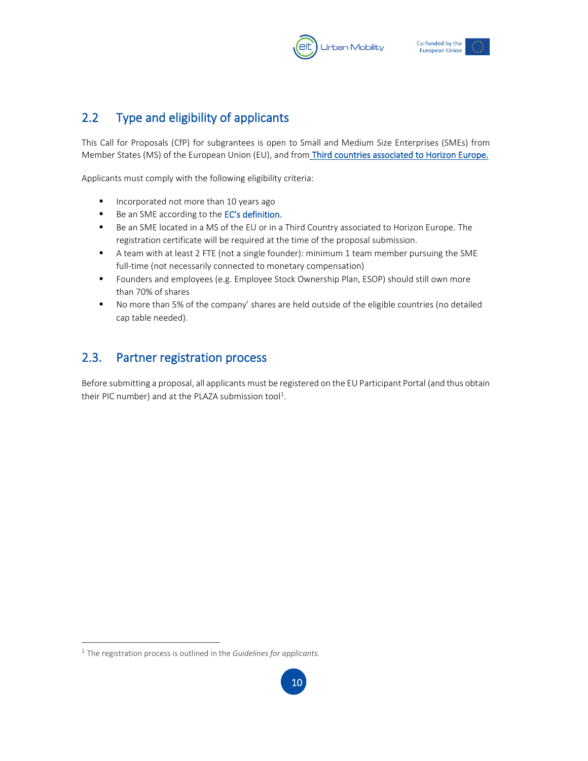## 2.2 Type and eligibility of applicants

This Call for Proposals (CfP) for subgrantees is open to Small and Medium Size Enterprises (SMEs) from Member States (MS) of the European Union (EU), and from Third countries associated to Horizon Europe.

Applicants must comply with the following eligibility criteria:

- Incorporated not more than 10 years ago
- Be an SME according to the EC's definition.
- Be an SME located in a MS of the EU or in a Third Country associated to Horizon Europe. The registration certificate will be required at the time of the proposal submission.
- A team with at least 2 FTE (not a single founder): minimum 1 team member pursuing the SME full-time (not necessarily connected to monetary compensation)
- Founders and employees (e.g. Employee Stock Ownership Plan, ESOP) should still own more than 70% of shares
- No more than 5% of the company' shares are held outside of the eligible countries (no detailed cap table needed).

## 2.3. Partner registration process

Before submitting a proposal, all applicants must be registered on the EU Participant Portal (and thus obtain their PIC number) and at the PLAZA submission tool[1].

[1] The registration process is outlined in the *Guidelines for applicants.*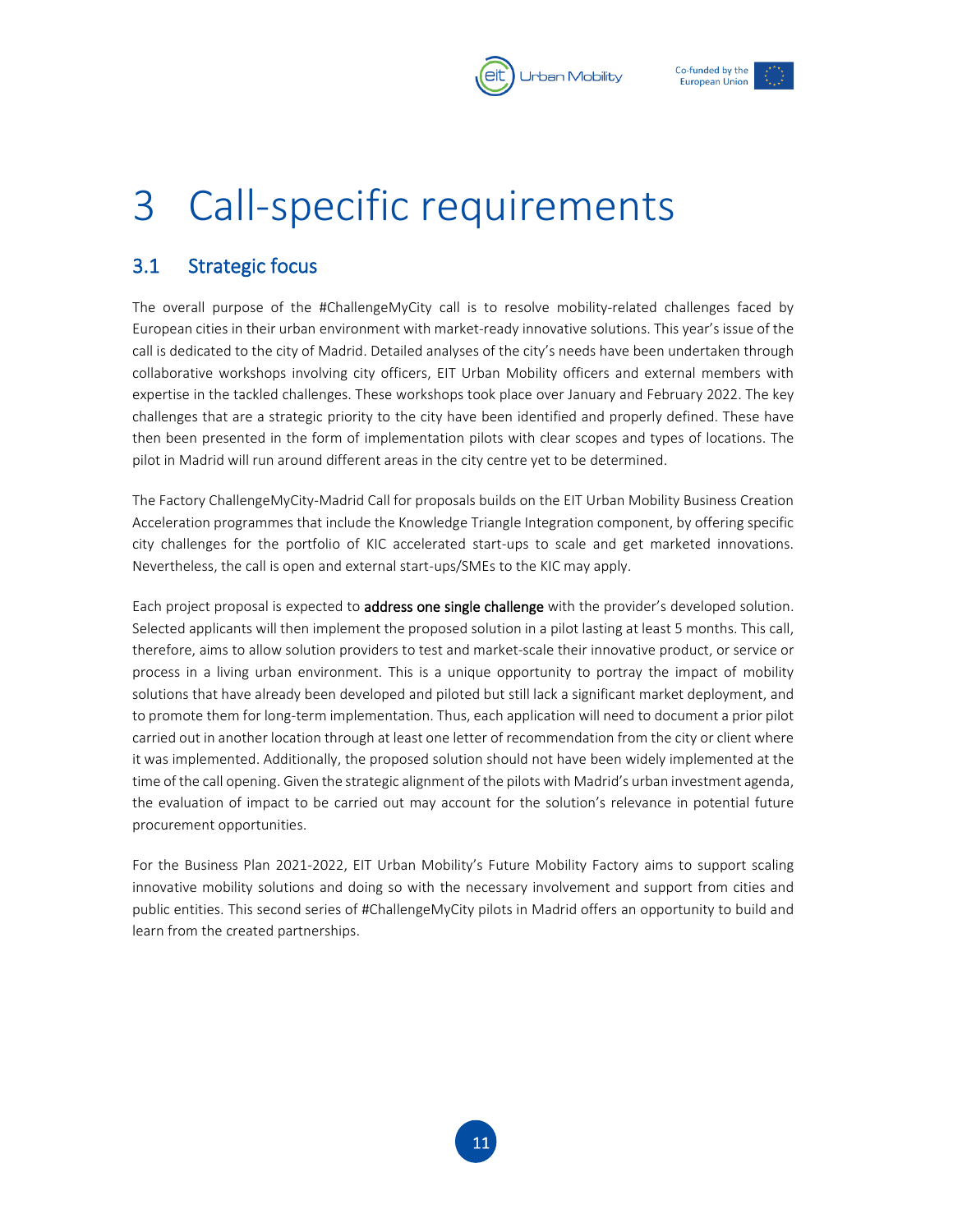# 3 Call-specific requirements

## 3.1 Strategic focus

The overall purpose of the #ChallengeMyCity call is to resolve mobility-related challenges faced by European cities in their urban environment with market-ready innovative solutions. This year's issue of the call is dedicated to the city of Madrid. Detailed analyses of the city's needs have been undertaken through collaborative workshops involving city officers, EIT Urban Mobility officers and external members with expertise in the tackled challenges. These workshops took place over January and February 2022. The key challenges that are a strategic priority to the city have been identified and properly defined. These have then been presented in the form of implementation pilots with clear scopes and types of locations. The pilot in Madrid will run around different areas in the city centre yet to be determined.

The Factory ChallengeMyCity-Madrid Call for proposals builds on the EIT Urban Mobility Business Creation Acceleration programmes that include the Knowledge Triangle Integration component, by offering specific city challenges for the portfolio of KIC accelerated start-ups to scale and get marketed innovations. Nevertheless, the call is open and external start-ups/SMEs to the KIC may apply.

Each project proposal is expected to **address one single challenge** with the provider's developed solution. Selected applicants will then implement the proposed solution in a pilot lasting at least 5 months. This call, therefore, aims to allow solution providers to test and market-scale their innovative product, or service or process in a living urban environment. This is a unique opportunity to portray the impact of mobility solutions that have already been developed and piloted but still lack a significant market deployment, and to promote them for long-term implementation. Thus, each application will need to document a prior pilot carried out in another location through at least one letter of recommendation from the city or client where it was implemented. Additionally, the proposed solution should not have been widely implemented at the time of the call opening. Given the strategic alignment of the pilots with Madrid's urban investment agenda, the evaluation of impact to be carried out may account for the solution's relevance in potential future procurement opportunities.

For the Business Plan 2021-2022, EIT Urban Mobility's Future Mobility Factory aims to support scaling innovative mobility solutions and doing so with the necessary involvement and support from cities and public entities. This second series of #ChallengeMyCity pilots in Madrid offers an opportunity to build and learn from the created partnerships.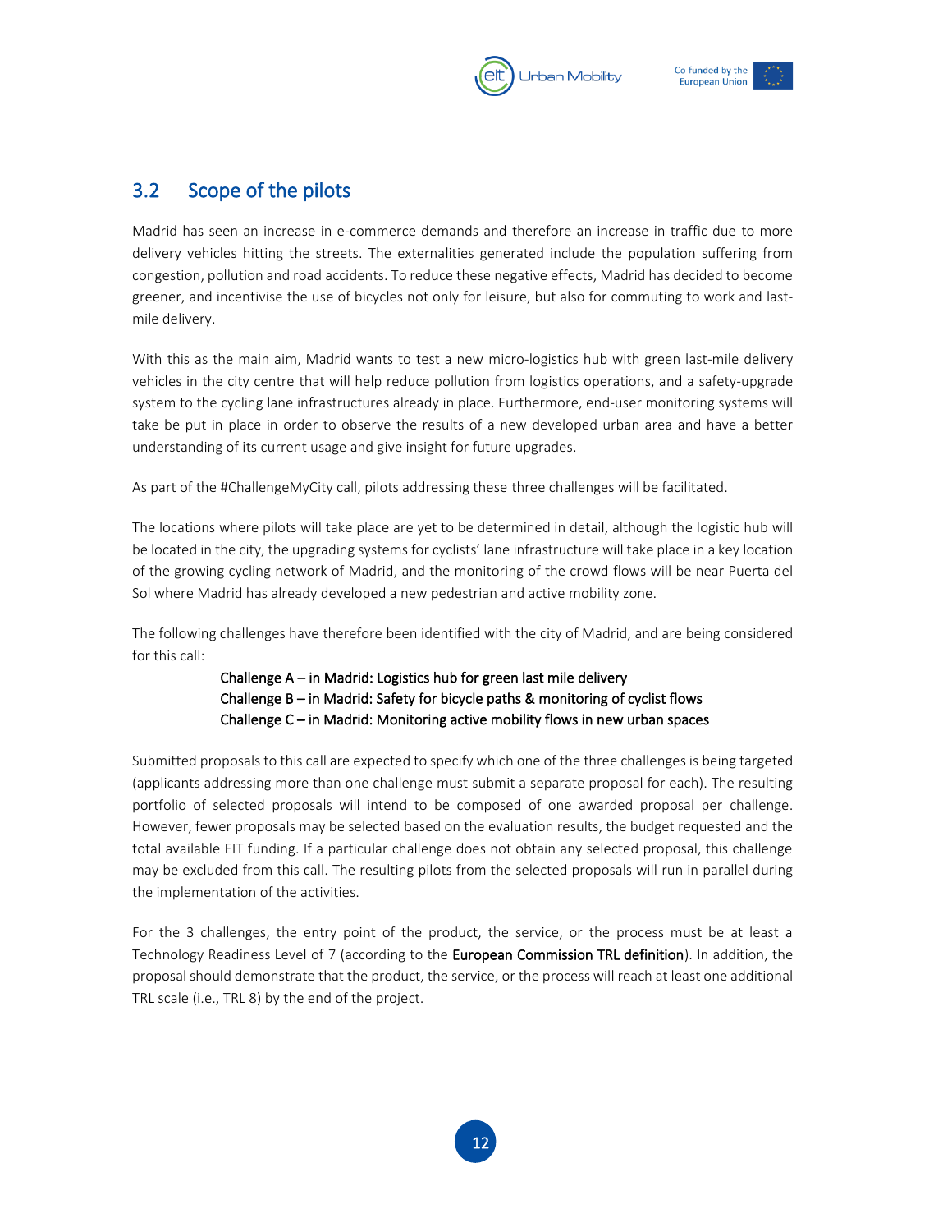## 3.2 Scope of the pilots

Madrid has seen an increase in e-commerce demands and therefore an increase in traffic due to more delivery vehicles hitting the streets. The externalities generated include the population suffering from congestion, pollution and road accidents. To reduce these negative effects, Madrid has decided to become greener, and incentivise the use of bicycles not only for leisure, but also for commuting to work and last-mile delivery.

With this as the main aim, Madrid wants to test a new micro-logistics hub with green last-mile delivery vehicles in the city centre that will help reduce pollution from logistics operations, and a safety-upgrade system to the cycling lane infrastructures already in place. Furthermore, end-user monitoring systems will take be put in place in order to observe the results of a new developed urban area and have a better understanding of its current usage and give insight for future upgrades.

As part of the #ChallengeMyCity call, pilots addressing these three challenges will be facilitated.

The locations where pilots will take place are yet to be determined in detail, although the logistic hub will be located in the city, the upgrading systems for cyclists' lane infrastructure will take place in a key location of the growing cycling network of Madrid, and the monitoring of the crowd flows will be near Puerta del Sol where Madrid has already developed a new pedestrian and active mobility zone.

The following challenges have therefore been identified with the city of Madrid, and are being considered for this call:

Challenge A – in Madrid: Logistics hub for green last mile delivery
Challenge B – in Madrid: Safety for bicycle paths & monitoring of cyclist flows
Challenge C – in Madrid: Monitoring active mobility flows in new urban spaces

Submitted proposals to this call are expected to specify which one of the three challenges is being targeted (applicants addressing more than one challenge must submit a separate proposal for each). The resulting portfolio of selected proposals will intend to be composed of one awarded proposal per challenge. However, fewer proposals may be selected based on the evaluation results, the budget requested and the total available EIT funding. If a particular challenge does not obtain any selected proposal, this challenge may be excluded from this call. The resulting pilots from the selected proposals will run in parallel during the implementation of the activities.

For the 3 challenges, the entry point of the product, the service, or the process must be at least a Technology Readiness Level of 7 (according to the European Commission TRL definition). In addition, the proposal should demonstrate that the product, the service, or the process will reach at least one additional TRL scale (i.e., TRL 8) by the end of the project.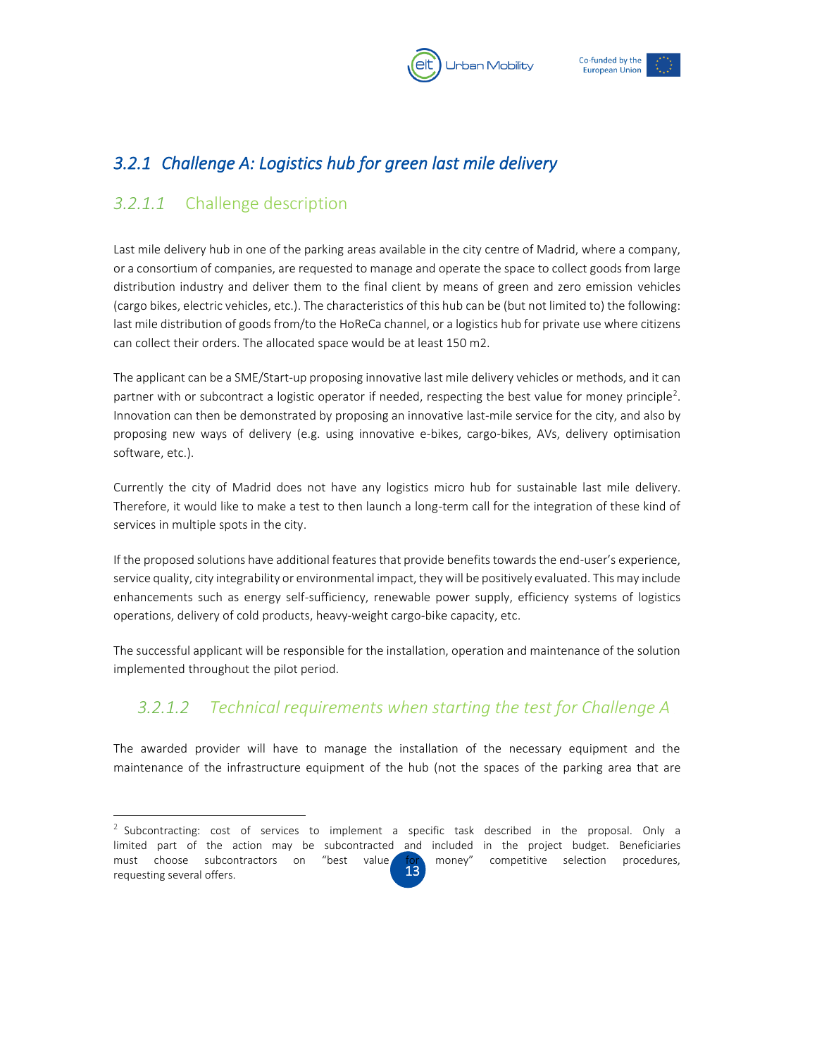### *3.2.1 Challenge A: Logistics hub for green last mile delivery*

#### *3.2.1.1* Challenge description

Last mile delivery hub in one of the parking areas available in the city centre of Madrid, where a company, or a consortium of companies, are requested to manage and operate the space to collect goods from large distribution industry and deliver them to the final client by means of green and zero emission vehicles (cargo bikes, electric vehicles, etc.). The characteristics of this hub can be (but not limited to) the following: last mile distribution of goods from/to the HoReCa channel, or a logistics hub for private use where citizens can collect their orders. The allocated space would be at least 150 m2.

The applicant can be a SME/Start-up proposing innovative last mile delivery vehicles or methods, and it can partner with or subcontract a logistic operator if needed, respecting the best value for money principle[2]. Innovation can then be demonstrated by proposing an innovative last-mile service for the city, and also by proposing new ways of delivery (e.g. using innovative e-bikes, cargo-bikes, AVs, delivery optimisation software, etc.).

Currently the city of Madrid does not have any logistics micro hub for sustainable last mile delivery. Therefore, it would like to make a test to then launch a long-term call for the integration of these kind of services in multiple spots in the city.

If the proposed solutions have additional features that provide benefits towards the end-user's experience, service quality, city integrability or environmental impact, they will be positively evaluated. This may include enhancements such as energy self-sufficiency, renewable power supply, efficiency systems of logistics operations, delivery of cold products, heavy-weight cargo-bike capacity, etc.

The successful applicant will be responsible for the installation, operation and maintenance of the solution implemented throughout the pilot period.

#### *3.2.1.2 Technical requirements when starting the test for Challenge A*

The awarded provider will have to manage the installation of the necessary equipment and the maintenance of the infrastructure equipment of the hub (not the spaces of the parking area that are

---

[2] Subcontracting: cost of services to implement a specific task described in the proposal. Only a limited part of the action may be subcontracted and included in the project budget. Beneficiaries must choose subcontractors on "best value for money" competitive selection procedures, requesting several offers.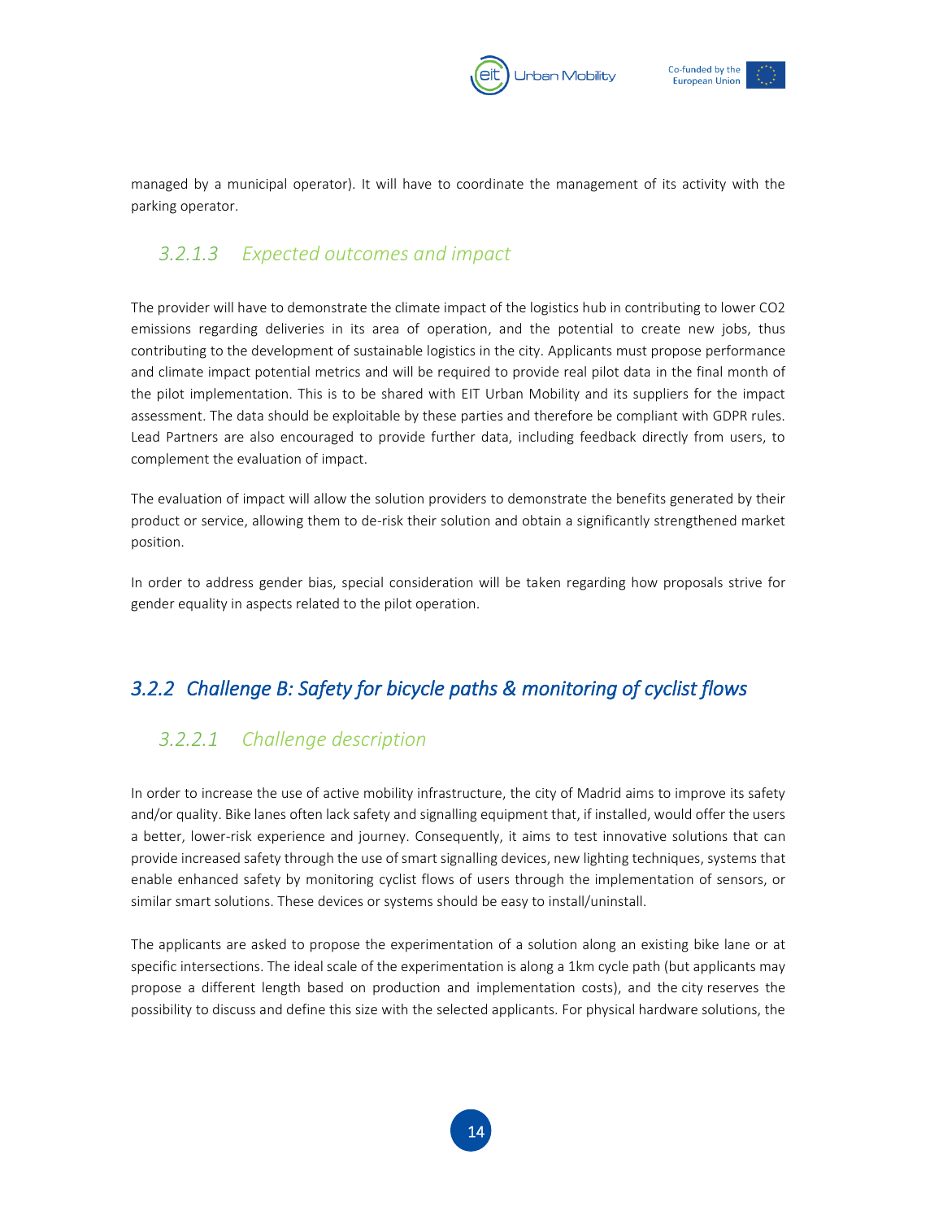managed by a municipal operator). It will have to coordinate the management of its activity with the parking operator.

#### 3.2.1.3 Expected outcomes and impact

The provider will have to demonstrate the climate impact of the logistics hub in contributing to lower $CO_2$ emissions regarding deliveries in its area of operation, and the potential to create new jobs, thus contributing to the development of sustainable logistics in the city. Applicants must propose performance and climate impact potential metrics and will be required to provide real pilot data in the final month of the pilot implementation. This is to be shared with EIT Urban Mobility and its suppliers for the impact assessment. The data should be exploitable by these parties and therefore be compliant with GDPR rules. Lead Partners are also encouraged to provide further data, including feedback directly from users, to complement the evaluation of impact.

The evaluation of impact will allow the solution providers to demonstrate the benefits generated by their product or service, allowing them to de-risk their solution and obtain a significantly strengthened market position.

In order to address gender bias, special consideration will be taken regarding how proposals strive for gender equality in aspects related to the pilot operation.

### 3.2.2 Challenge B: Safety for bicycle paths & monitoring of cyclist flows

#### 3.2.2.1 Challenge description

In order to increase the use of active mobility infrastructure, the city of Madrid aims to improve its safety and/or quality. Bike lanes often lack safety and signalling equipment that, if installed, would offer the users a better, lower-risk experience and journey. Consequently, it aims to test innovative solutions that can provide increased safety through the use of smart signalling devices, new lighting techniques, systems that enable enhanced safety by monitoring cyclist flows of users through the implementation of sensors, or similar smart solutions. These devices or systems should be easy to install/uninstall.

The applicants are asked to propose the experimentation of a solution along an existing bike lane or at specific intersections. The ideal scale of the experimentation is along a 1km cycle path (but applicants may propose a different length based on production and implementation costs), and the city reserves the possibility to discuss and define this size with the selected applicants. For physical hardware solutions, the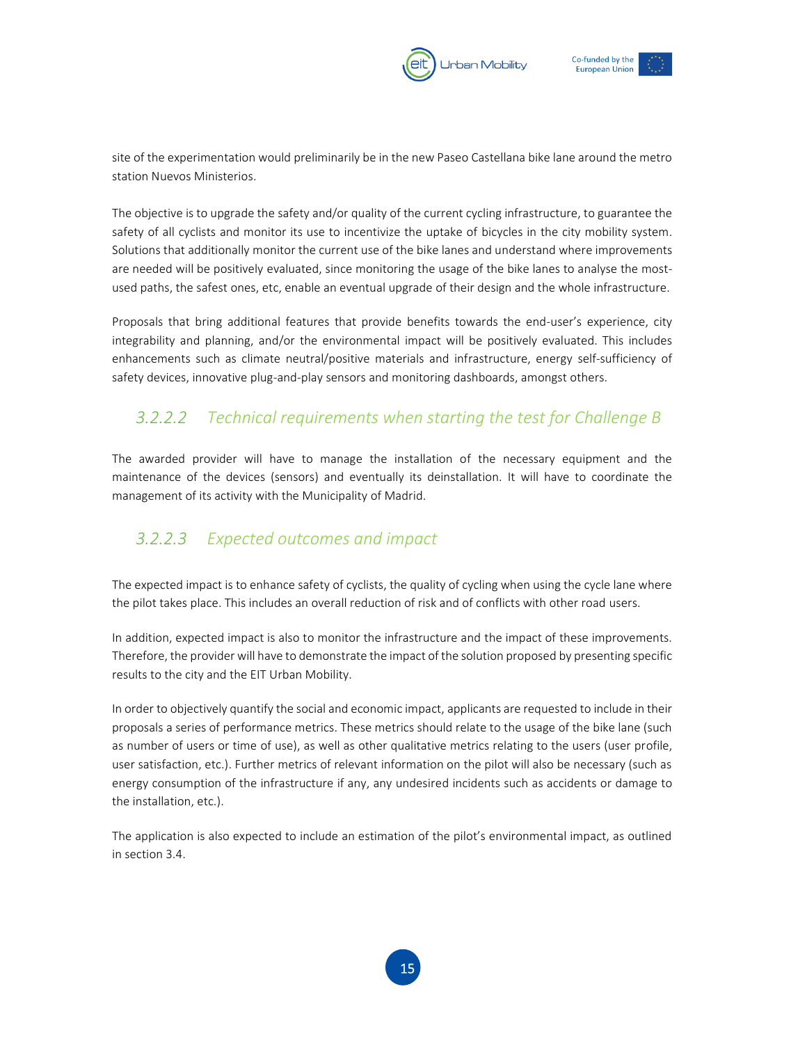site of the experimentation would preliminarily be in the new Paseo Castellana bike lane around the metro station Nuevos Ministerios.

The objective is to upgrade the safety and/or quality of the current cycling infrastructure, to guarantee the safety of all cyclists and monitor its use to incentivize the uptake of bicycles in the city mobility system. Solutions that additionally monitor the current use of the bike lanes and understand where improvements are needed will be positively evaluated, since monitoring the usage of the bike lanes to analyse the most-used paths, the safest ones, etc, enable an eventual upgrade of their design and the whole infrastructure.

Proposals that bring additional features that provide benefits towards the end-user's experience, city integrability and planning, and/or the environmental impact will be positively evaluated. This includes enhancements such as climate neutral/positive materials and infrastructure, energy self-sufficiency of safety devices, innovative plug-and-play sensors and monitoring dashboards, amongst others.

#### *3.2.2.2 Technical requirements when starting the test for Challenge B*

The awarded provider will have to manage the installation of the necessary equipment and the maintenance of the devices (sensors) and eventually its deinstallation. It will have to coordinate the management of its activity with the Municipality of Madrid.

#### *3.2.2.3 Expected outcomes and impact*

The expected impact is to enhance safety of cyclists, the quality of cycling when using the cycle lane where the pilot takes place. This includes an overall reduction of risk and of conflicts with other road users.

In addition, expected impact is also to monitor the infrastructure and the impact of these improvements. Therefore, the provider will have to demonstrate the impact of the solution proposed by presenting specific results to the city and the EIT Urban Mobility.

In order to objectively quantify the social and economic impact, applicants are requested to include in their proposals a series of performance metrics. These metrics should relate to the usage of the bike lane (such as number of users or time of use), as well as other qualitative metrics relating to the users (user profile, user satisfaction, etc.). Further metrics of relevant information on the pilot will also be necessary (such as energy consumption of the infrastructure if any, any undesired incidents such as accidents or damage to the installation, etc.).

The application is also expected to include an estimation of the pilot's environmental impact, as outlined in section 3.4.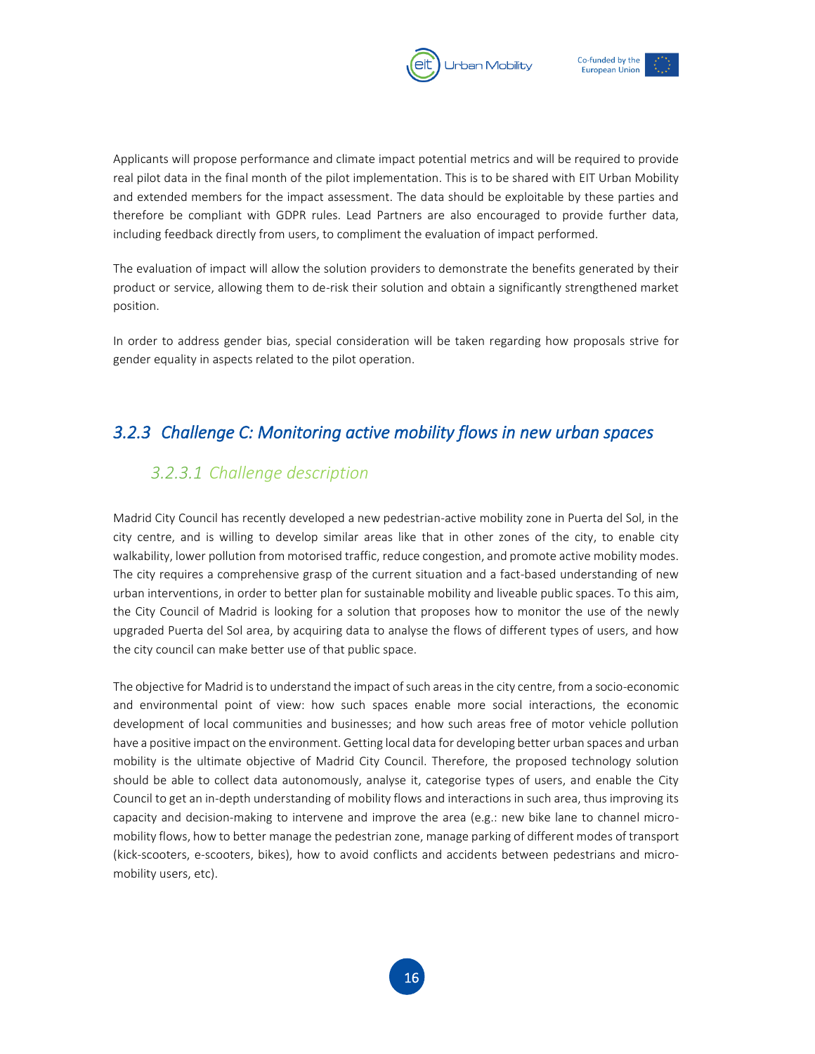Applicants will propose performance and climate impact potential metrics and will be required to provide real pilot data in the final month of the pilot implementation. This is to be shared with EIT Urban Mobility and extended members for the impact assessment. The data should be exploitable by these parties and therefore be compliant with GDPR rules. Lead Partners are also encouraged to provide further data, including feedback directly from users, to compliment the evaluation of impact performed.

The evaluation of impact will allow the solution providers to demonstrate the benefits generated by their product or service, allowing them to de-risk their solution and obtain a significantly strengthened market position.

In order to address gender bias, special consideration will be taken regarding how proposals strive for gender equality in aspects related to the pilot operation.

### *3.2.3 Challenge C: Monitoring active mobility flows in new urban spaces*

#### *3.2.3.1 Challenge description*

Madrid City Council has recently developed a new pedestrian-active mobility zone in Puerta del Sol, in the city centre, and is willing to develop similar areas like that in other zones of the city, to enable city walkability, lower pollution from motorised traffic, reduce congestion, and promote active mobility modes. The city requires a comprehensive grasp of the current situation and a fact-based understanding of new urban interventions, in order to better plan for sustainable mobility and liveable public spaces. To this aim, the City Council of Madrid is looking for a solution that proposes how to monitor the use of the newly upgraded Puerta del Sol area, by acquiring data to analyse the flows of different types of users, and how the city council can make better use of that public space.

The objective for Madrid is to understand the impact of such areas in the city centre, from a socio-economic and environmental point of view: how such spaces enable more social interactions, the economic development of local communities and businesses; and how such areas free of motor vehicle pollution have a positive impact on the environment. Getting local data for developing better urban spaces and urban mobility is the ultimate objective of Madrid City Council. Therefore, the proposed technology solution should be able to collect data autonomously, analyse it, categorise types of users, and enable the City Council to get an in-depth understanding of mobility flows and interactions in such area, thus improving its capacity and decision-making to intervene and improve the area (e.g.: new bike lane to channel micro-mobility flows, how to better manage the pedestrian zone, manage parking of different modes of transport (kick-scooters, e-scooters, bikes), how to avoid conflicts and accidents between pedestrians and micro-mobility users, etc).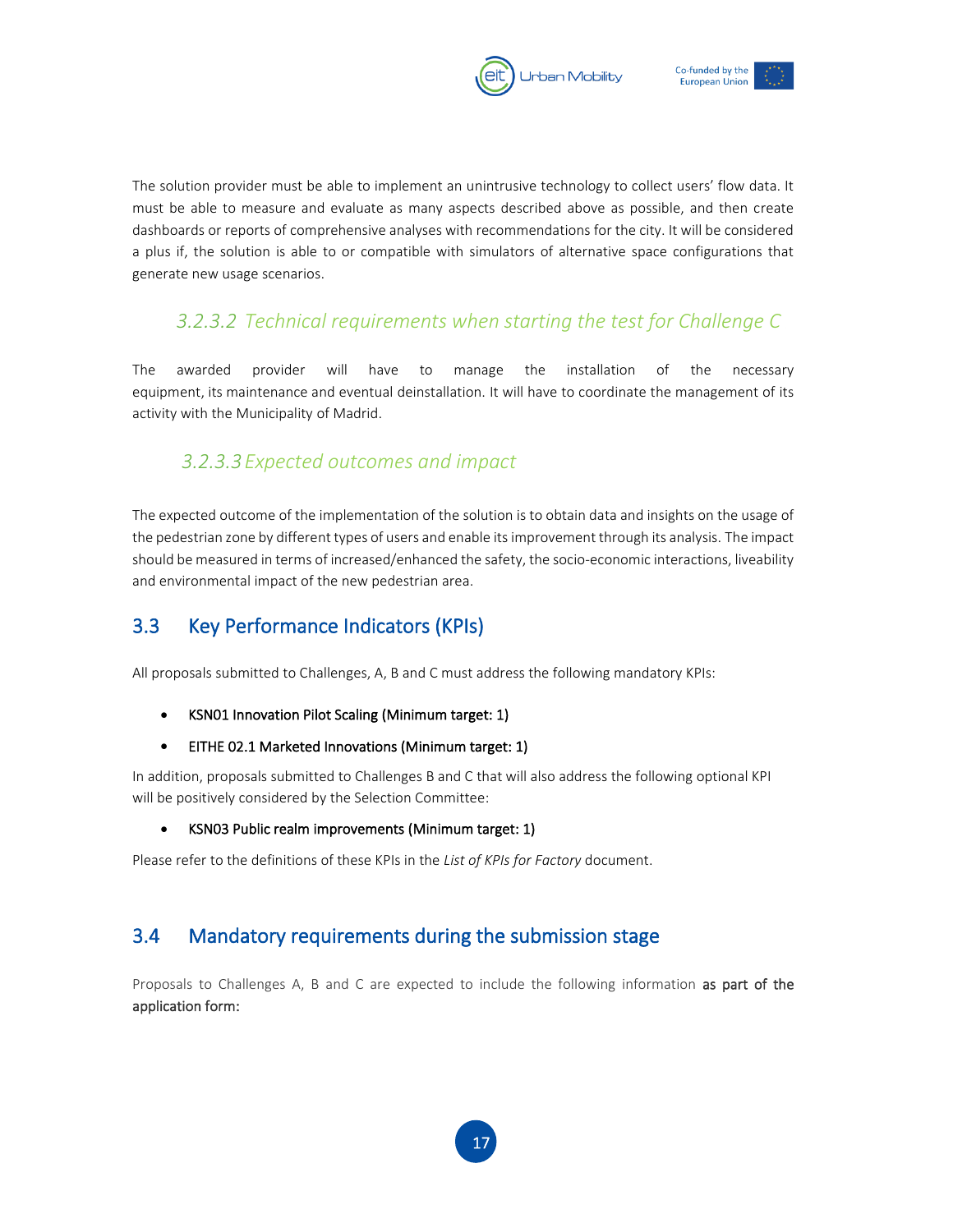The solution provider must be able to implement an unintrusive technology to collect users' flow data. It must be able to measure and evaluate as many aspects described above as possible, and then create dashboards or reports of comprehensive analyses with recommendations for the city. It will be considered a plus if, the solution is able to or compatible with simulators of alternative space configurations that generate new usage scenarios.

#### *3.2.3.2 Technical requirements when starting the test for Challenge C*

The awarded provider will have to manage the installation of the necessary equipment, its maintenance and eventual deinstallation. It will have to coordinate the management of its activity with the Municipality of Madrid.

#### *3.2.3.3 Expected outcomes and impact*

The expected outcome of the implementation of the solution is to obtain data and insights on the usage of the pedestrian zone by different types of users and enable its improvement through its analysis. The impact should be measured in terms of increased/enhanced the safety, the socio-economic interactions, liveability and environmental impact of the new pedestrian area.

## 3.3 Key Performance Indicators (KPIs)

All proposals submitted to Challenges, A, B and C must address the following mandatory KPIs:

- KSN01 Innovation Pilot Scaling (Minimum target: 1)
- EITHE 02.1 Marketed Innovations (Minimum target: 1)

In addition, proposals submitted to Challenges B and C that will also address the following optional KPI will be positively considered by the Selection Committee:

- KSN03 Public realm improvements (Minimum target: 1)

Please refer to the definitions of these KPIs in the *List of KPIs for Factory* document.

## 3.4 Mandatory requirements during the submission stage

Proposals to Challenges A, B and C are expected to include the following information **as part of the application form:**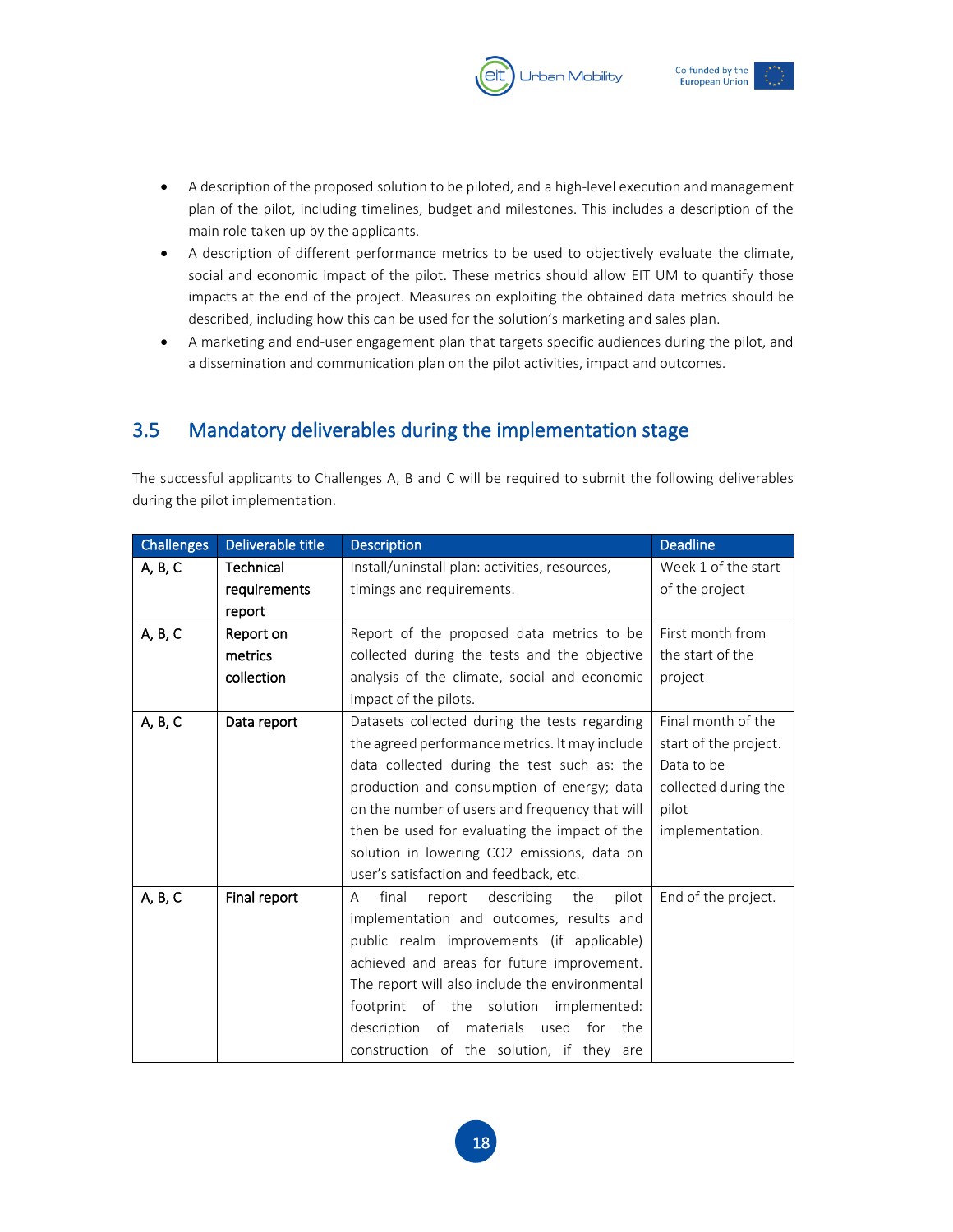- A description of the proposed solution to be piloted, and a high-level execution and management plan of the pilot, including timelines, budget and milestones. This includes a description of the main role taken up by the applicants.
- A description of different performance metrics to be used to objectively evaluate the climate, social and economic impact of the pilot. These metrics should allow EIT UM to quantify those impacts at the end of the project. Measures on exploiting the obtained data metrics should be described, including how this can be used for the solution's marketing and sales plan.
- A marketing and end-user engagement plan that targets specific audiences during the pilot, and a dissemination and communication plan on the pilot activities, impact and outcomes.

## 3.5 Mandatory deliverables during the implementation stage

The successful applicants to Challenges A, B and C will be required to submit the following deliverables during the pilot implementation.

| Challenges | Deliverable title | Description | Deadline |
|---|---|---|---|
| A, B, C | Technical requirements report | Install/uninstall plan: activities, resources, timings and requirements. | Week 1 of the start of the project |
| A, B, C | Report on metrics collection | Report of the proposed data metrics to be collected during the tests and the objective analysis of the climate, social and economic impact of the pilots. | First month from the start of the project |
| A, B, C | Data report | Datasets collected during the tests regarding the agreed performance metrics. It may include data collected during the test such as: the production and consumption of energy; data on the number of users and frequency that will then be used for evaluating the impact of the solution in lowering $CO_2$ emissions, data on user's satisfaction and feedback, etc. | Final month of the start of the project. Data to be collected during the pilot implementation. |
| A, B, C | Final report | A final report describing the pilot implementation and outcomes, results and public realm improvements (if applicable) achieved and areas for future improvement. The report will also include the environmental footprint of the solution implemented: description of materials used for the construction of the solution, if they are | End of the project. |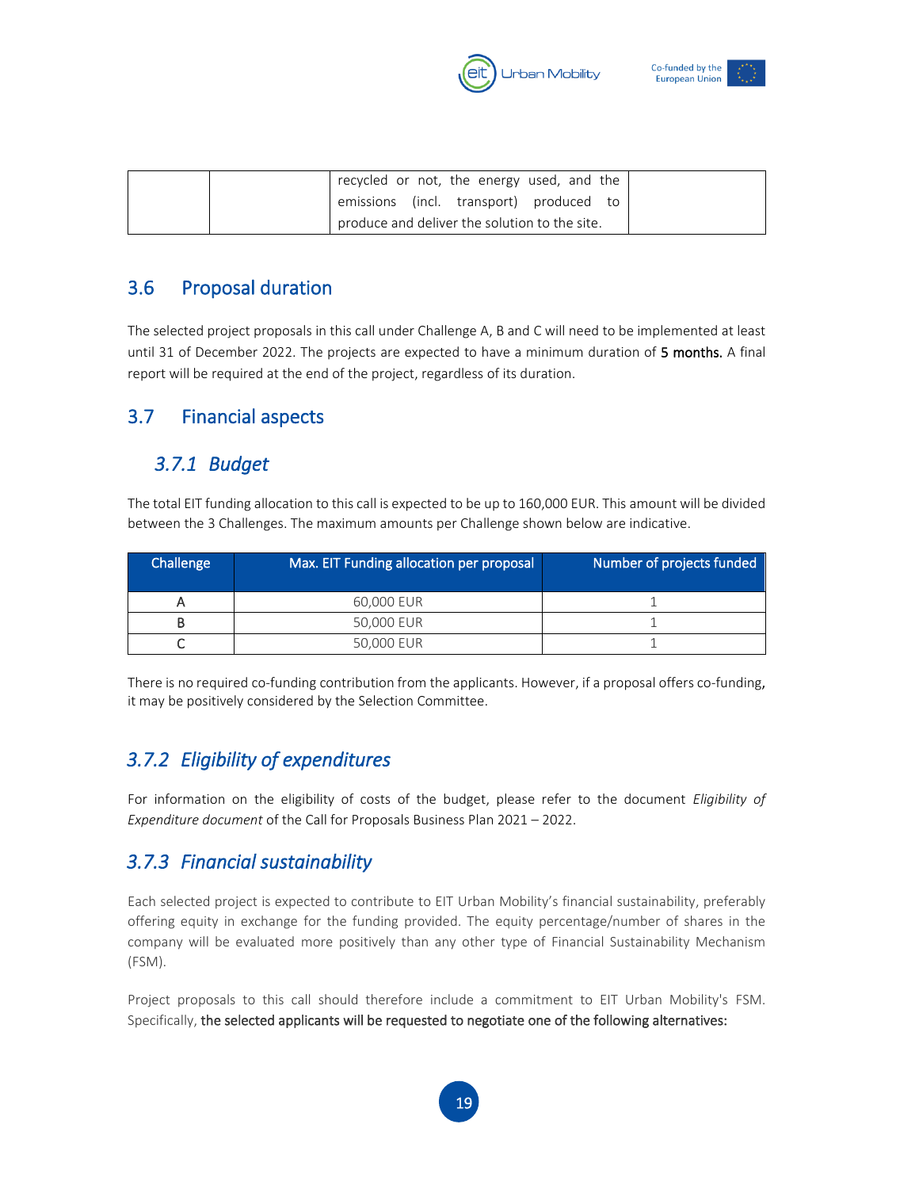| | | recycled or not, the energy used, and the emissions (incl. transport) produced to produce and deliver the solution to the site. | |
|---|---|---|---|

## 3.6 Proposal duration

The selected project proposals in this call under Challenge A, B and C will need to be implemented at least until 31 of December 2022. The projects are expected to have a minimum duration of **5 months.** A final report will be required at the end of the project, regardless of its duration.

## 3.7 Financial aspects

### *3.7.1 Budget*

The total EIT funding allocation to this call is expected to be up to 160,000 EUR. This amount will be divided between the 3 Challenges. The maximum amounts per Challenge shown below are indicative.

| Challenge | Max. EIT Funding allocation per proposal | Number of projects funded |
|---|---|---|
| A | 60,000 EUR | 1 |
| B | 50,000 EUR | 1 |
| C | 50,000 EUR | 1 |

There is no required co-funding contribution from the applicants. However, if a proposal offers co-funding, it may be positively considered by the Selection Committee.

### *3.7.2 Eligibility of expenditures*

For information on the eligibility of costs of the budget, please refer to the document *Eligibility of Expenditure document* of the Call for Proposals Business Plan 2021 – 2022.

### *3.7.3 Financial sustainability*

Each selected project is expected to contribute to EIT Urban Mobility's financial sustainability, preferably offering equity in exchange for the funding provided. The equity percentage/number of shares in the company will be evaluated more positively than any other type of Financial Sustainability Mechanism (FSM).

Project proposals to this call should therefore include a commitment to EIT Urban Mobility's FSM. Specifically, **the selected applicants will be requested to negotiate one of the following alternatives:**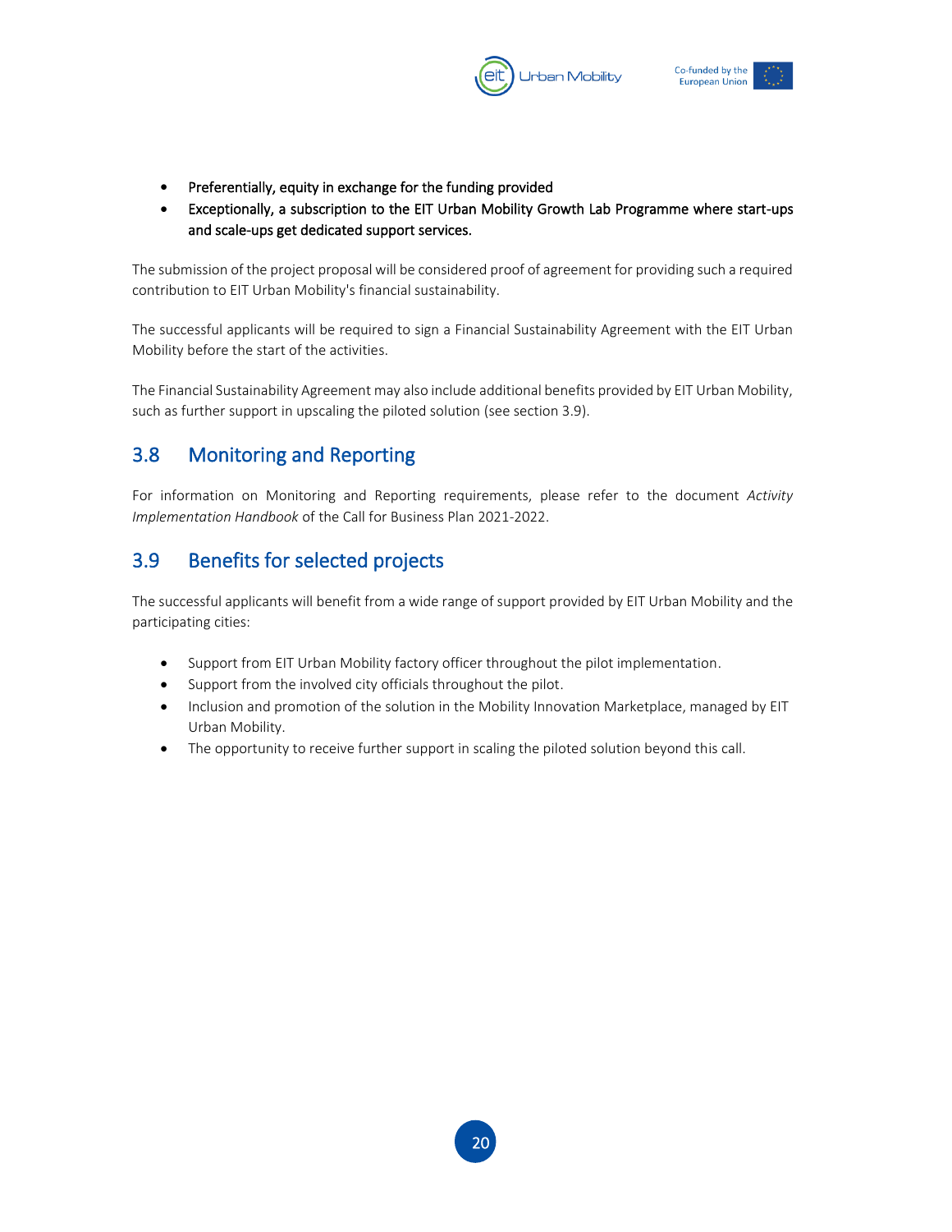- Preferentially, equity in exchange for the funding provided
- Exceptionally, a subscription to the EIT Urban Mobility Growth Lab Programme where start-ups and scale-ups get dedicated support services.

The submission of the project proposal will be considered proof of agreement for providing such a required contribution to EIT Urban Mobility's financial sustainability.

The successful applicants will be required to sign a Financial Sustainability Agreement with the EIT Urban Mobility before the start of the activities.

The Financial Sustainability Agreement may also include additional benefits provided by EIT Urban Mobility, such as further support in upscaling the piloted solution (see section 3.9).

## 3.8 Monitoring and Reporting

For information on Monitoring and Reporting requirements, please refer to the document *Activity Implementation Handbook* of the Call for Business Plan 2021-2022.

## 3.9 Benefits for selected projects

The successful applicants will benefit from a wide range of support provided by EIT Urban Mobility and the participating cities:

- Support from EIT Urban Mobility factory officer throughout the pilot implementation.
- Support from the involved city officials throughout the pilot.
- Inclusion and promotion of the solution in the Mobility Innovation Marketplace, managed by EIT Urban Mobility.
- The opportunity to receive further support in scaling the piloted solution beyond this call.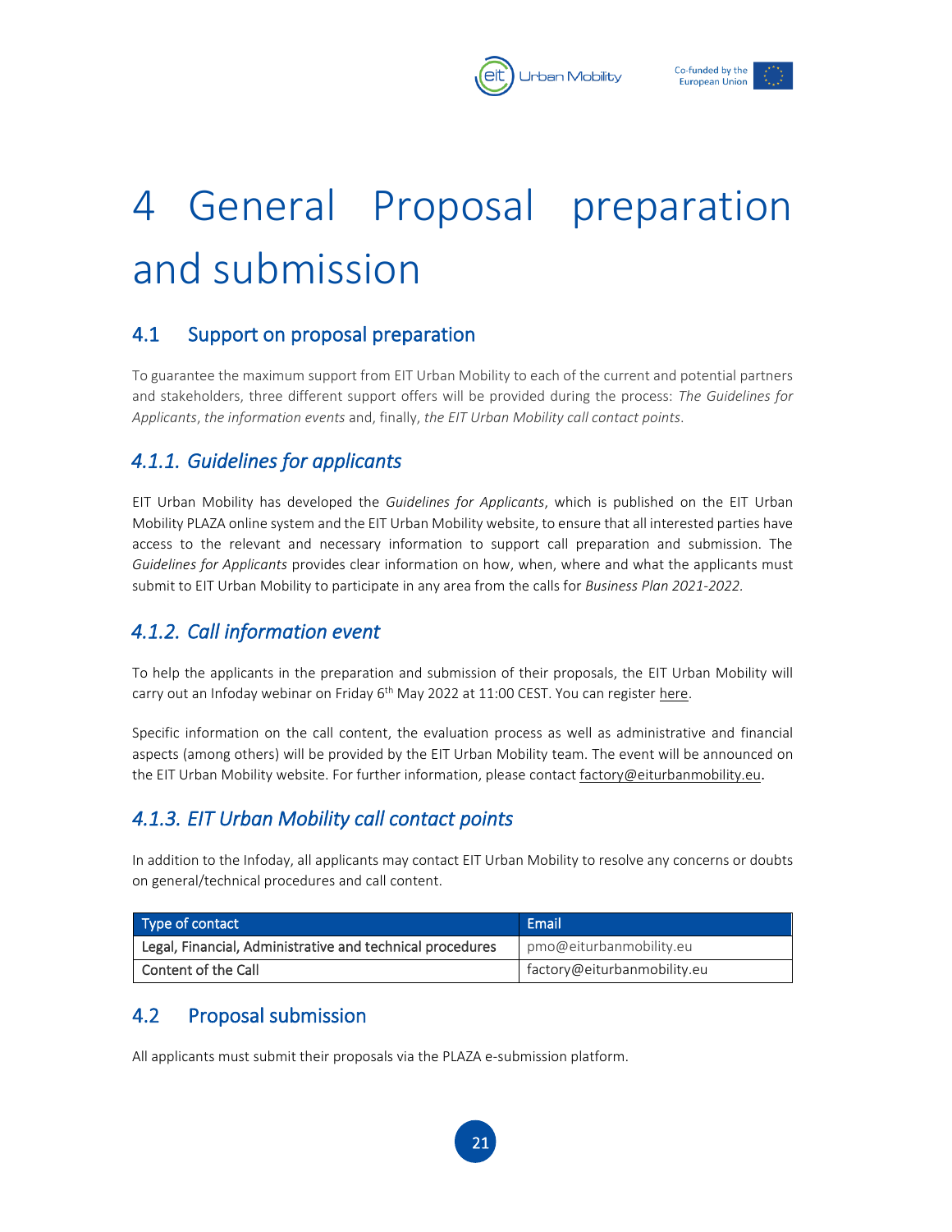// Note: page header logos (EIT Urban Mobility, Co-funded by the European Union) and the page number are omitted per the rules.

# 4 General Proposal preparation and submission

## 4.1 Support on proposal preparation

To guarantee the maximum support from EIT Urban Mobility to each of the current and potential partners and stakeholders, three different support offers will be provided during the process: *The Guidelines for Applicants*, *the information events* and, finally, *the EIT Urban Mobility call contact points*.

### *4.1.1. Guidelines for applicants*

EIT Urban Mobility has developed the *Guidelines for Applicants*, which is published on the EIT Urban Mobility PLAZA online system and the EIT Urban Mobility website, to ensure that all interested parties have access to the relevant and necessary information to support call preparation and submission. The *Guidelines for Applicants* provides clear information on how, when, where and what the applicants must submit to EIT Urban Mobility to participate in any area from the calls for *Business Plan 2021-2022*.

### *4.1.2. Call information event*

To help the applicants in the preparation and submission of their proposals, the EIT Urban Mobility will carry out an Infoday webinar on Friday 6th May 2022 at 11:00 CEST. You can register here.

Specific information on the call content, the evaluation process as well as administrative and financial aspects (among others) will be provided by the EIT Urban Mobility team. The event will be announced on the EIT Urban Mobility website. For further information, please contact factory@eiturbanmobility.eu.

### *4.1.3. EIT Urban Mobility call contact points*

In addition to the Infoday, all applicants may contact EIT Urban Mobility to resolve any concerns or doubts on general/technical procedures and call content.

| Type of contact | Email |
|---|---|
| Legal, Financial, Administrative and technical procedures | pmo@eiturbanmobility.eu |
| Content of the Call | factory@eiturbanmobility.eu |

## 4.2 Proposal submission

All applicants must submit their proposals via the PLAZA e-submission platform.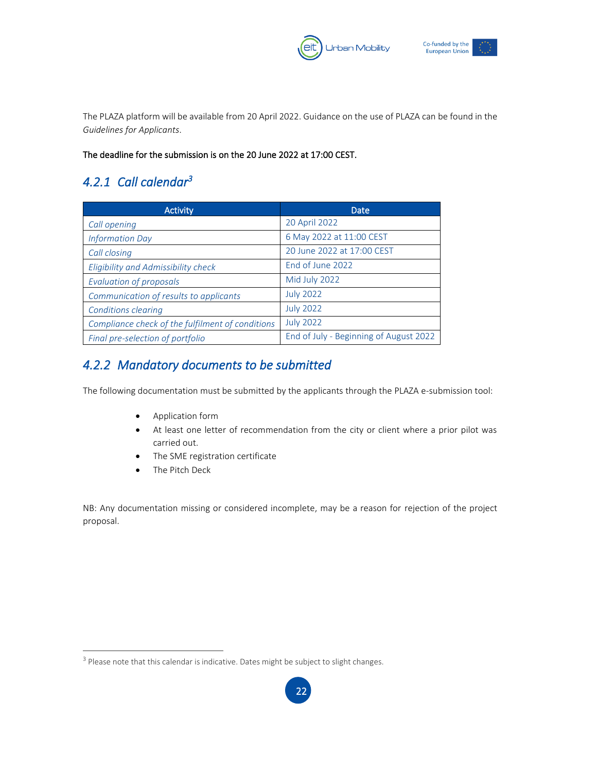The PLAZA platform will be available from 20 April 2022. Guidance on the use of PLAZA can be found in the *Guidelines for Applicants*.

**The deadline for the submission is on the 20 June 2022 at 17:00 CEST.**

### *4.2.1 Call calendar*[3]

| Activity | Date |
| --- | --- |
| *Call opening* | 20 April 2022 |
| *Information Day* | 6 May 2022 at 11:00 CEST |
| *Call closing* | 20 June 2022 at 17:00 CEST |
| *Eligibility and Admissibility check* | End of June 2022 |
| *Evaluation of proposals* | Mid July 2022 |
| *Communication of results to applicants* | July 2022 |
| *Conditions clearing* | July 2022 |
| *Compliance check of the fulfilment of conditions* | July 2022 |
| *Final pre-selection of portfolio* | End of July - Beginning of August 2022 |

### *4.2.2 Mandatory documents to be submitted*

The following documentation must be submitted by the applicants through the PLAZA e-submission tool:

- Application form
- At least one letter of recommendation from the city or client where a prior pilot was carried out.
- The SME registration certificate
- The Pitch Deck

NB: Any documentation missing or considered incomplete, may be a reason for rejection of the project proposal.

[3] Please note that this calendar is indicative. Dates might be subject to slight changes.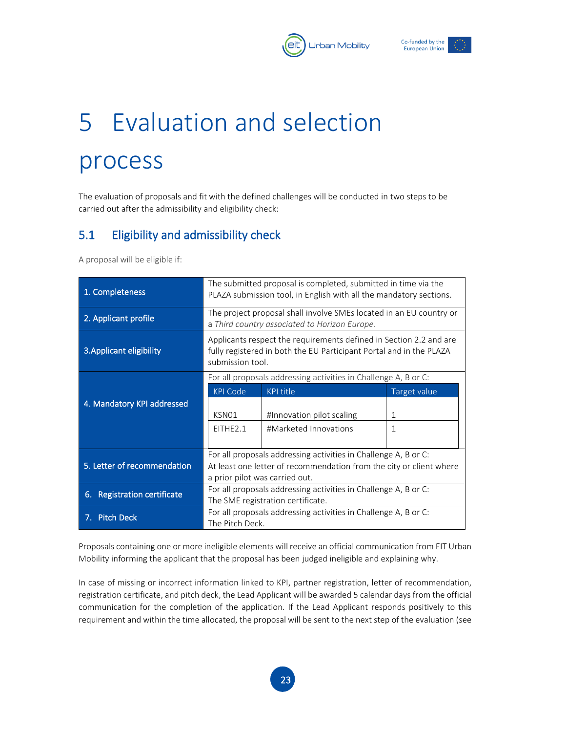# 5 Evaluation and selection process

The evaluation of proposals and fit with the defined challenges will be conducted in two steps to be carried out after the admissibility and eligibility check:

## 5.1 Eligibility and admissibility check

A proposal will be eligible if:

| | |
|---|---|
| **1. Completeness** | The submitted proposal is completed, submitted in time via the PLAZA submission tool, in English with all the mandatory sections. |
| **2. Applicant profile** | The project proposal shall involve SMEs located in an EU country or a *Third country associated to Horizon Europe*. |
| **3.Applicant eligibility** | Applicants respect the requirements defined in Section 2.2 and are fully registered in both the EU Participant Portal and in the PLAZA submission tool. |
| **4. Mandatory KPI addressed** | For all proposals addressing activities in Challenge A, B or C: <br> KPI Code / KPI title / Target value <br> KSN01 / #Innovation pilot scaling / 1 <br> EITHE2.1 / #Marketed Innovations / 1 |
| **5. Letter of recommendation** | For all proposals addressing activities in Challenge A, B or C: At least one letter of recommendation from the city or client where a prior pilot was carried out. |
| **6. Registration certificate** | For all proposals addressing activities in Challenge A, B or C: The SME registration certificate. |
| **7. Pitch Deck** | For all proposals addressing activities in Challenge A, B or C: The Pitch Deck. |

| KPI Code | KPI title | Target value |
|---|---|---|
| KSN01 | #Innovation pilot scaling | 1 |
| EITHE2.1 | #Marketed Innovations | 1 |

Proposals containing one or more ineligible elements will receive an official communication from EIT Urban Mobility informing the applicant that the proposal has been judged ineligible and explaining why.

In case of missing or incorrect information linked to KPI, partner registration, letter of recommendation, registration certificate, and pitch deck, the Lead Applicant will be awarded 5 calendar days from the official communication for the completion of the application. If the Lead Applicant responds positively to this requirement and within the time allocated, the proposal will be sent to the next step of the evaluation (see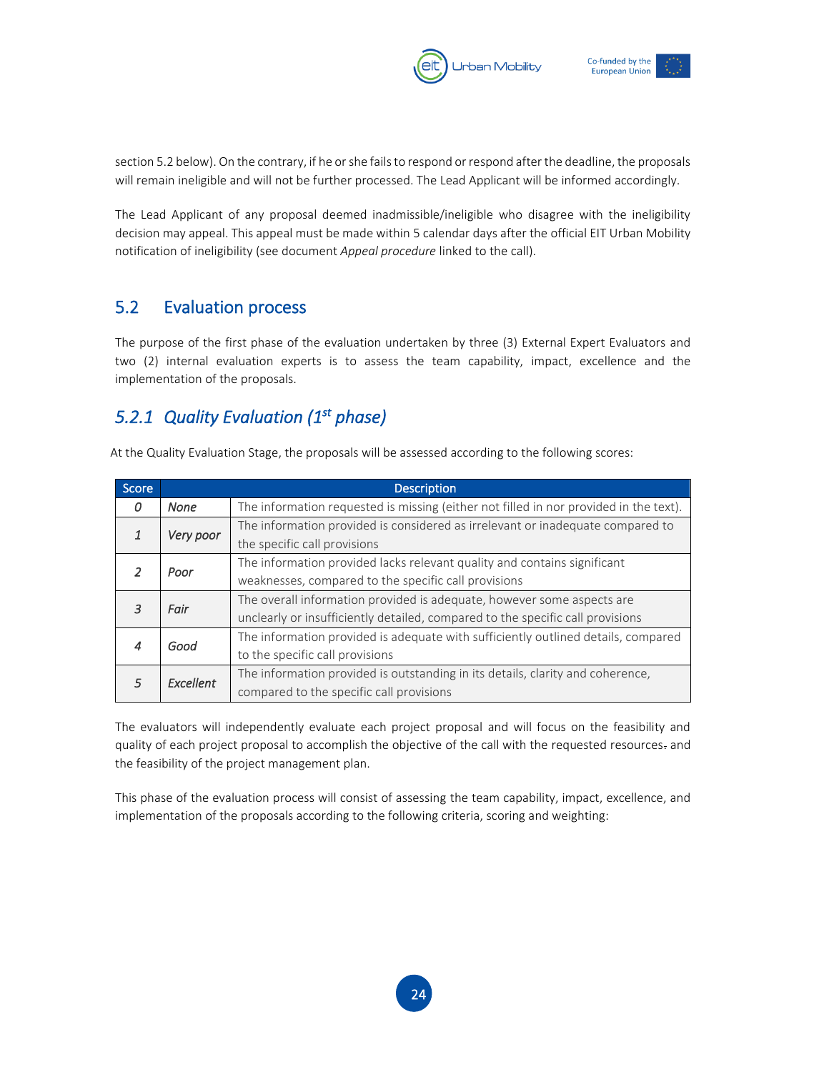section 5.2 below). On the contrary, if he or she fails to respond or respond after the deadline, the proposals will remain ineligible and will not be further processed. The Lead Applicant will be informed accordingly.

The Lead Applicant of any proposal deemed inadmissible/ineligible who disagree with the ineligibility decision may appeal. This appeal must be made within 5 calendar days after the official EIT Urban Mobility notification of ineligibility (see document *Appeal procedure* linked to the call).

## 5.2 Evaluation process

The purpose of the first phase of the evaluation undertaken by three (3) External Expert Evaluators and two (2) internal evaluation experts is to assess the team capability, impact, excellence and the implementation of the proposals.

### *5.2.1 Quality Evaluation (1st phase)*

At the Quality Evaluation Stage, the proposals will be assessed according to the following scores:

| Score | Description | |
|---|---|---|
| *0* | *None* | The information requested is missing (either not filled in nor provided in the text). |
| *1* | *Very poor* | The information provided is considered as irrelevant or inadequate compared to the specific call provisions |
| *2* | *Poor* | The information provided lacks relevant quality and contains significant weaknesses, compared to the specific call provisions |
| *3* | *Fair* | The overall information provided is adequate, however some aspects are unclearly or insufficiently detailed, compared to the specific call provisions |
| *4* | *Good* | The information provided is adequate with sufficiently outlined details, compared to the specific call provisions |
| *5* | *Excellent* | The information provided is outstanding in its details, clarity and coherence, compared to the specific call provisions |

The evaluators will independently evaluate each project proposal and will focus on the feasibility and quality of each project proposal to accomplish the objective of the call with the requested resources. and the feasibility of the project management plan.

This phase of the evaluation process will consist of assessing the team capability, impact, excellence, and implementation of the proposals according to the following criteria, scoring and weighting: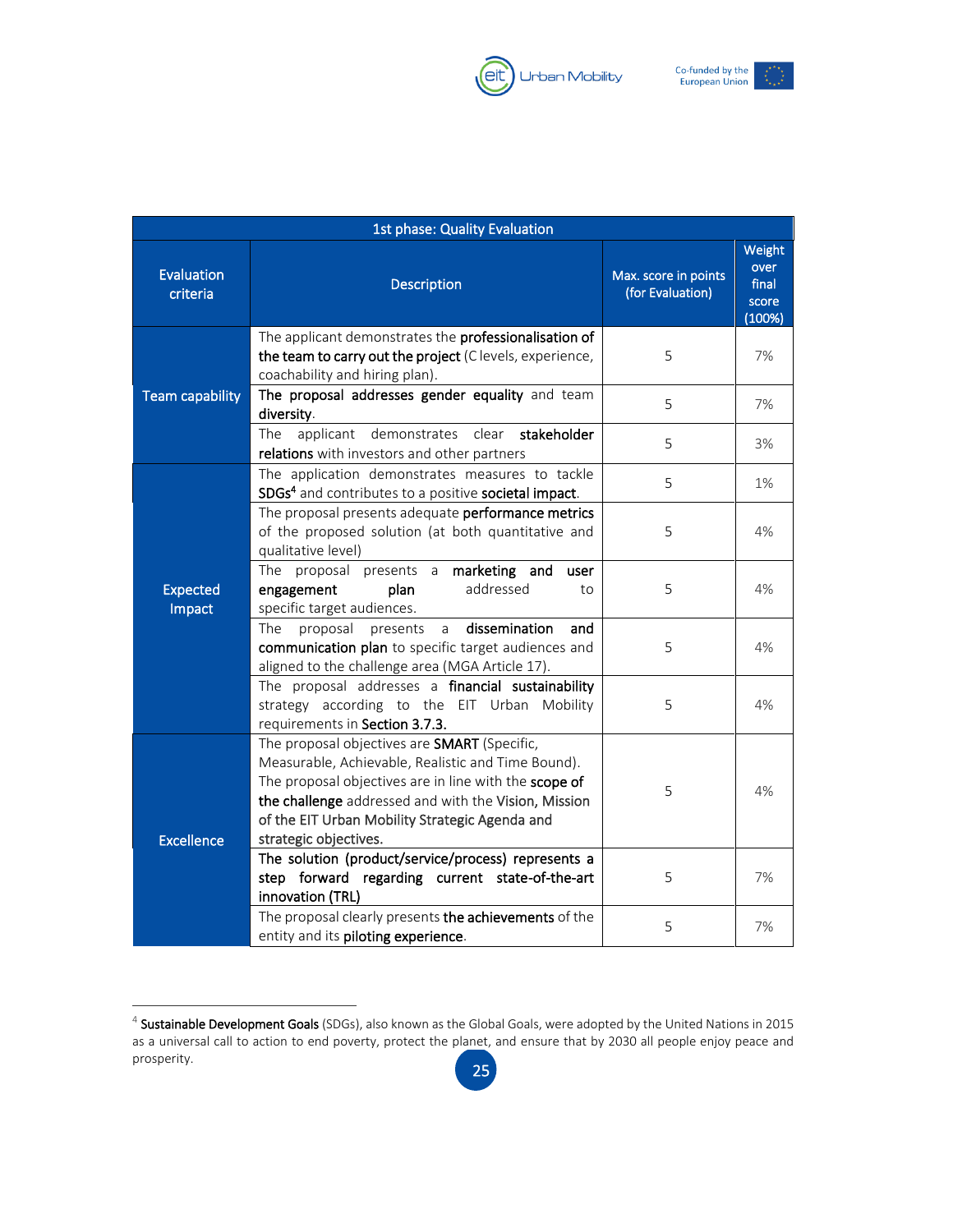| 1st phase: Quality Evaluation | | | |
|---|---|---|---|
| Evaluation criteria | Description | Max. score in points (for Evaluation) | Weight over final score (100%) |
| Team capability | The applicant demonstrates the **professionalisation of the team to carry out the project** (C levels, experience, coachability and hiring plan). | 5 | 7% |
| | **The proposal addresses gender equality** and team **diversity**. | 5 | 7% |
| | The applicant demonstrates clear **stakeholder relations** with investors and other partners | 5 | 3% |
| Expected Impact | The application demonstrates measures to tackle **SDGs**[4] and contributes to a positive **societal impact**. | 5 | 1% |
| | The proposal presents adequate **performance metrics** of the proposed solution (at both quantitative and qualitative level) | 5 | 4% |
| | The proposal presents a **marketing and user engagement plan** addressed to specific target audiences. | 5 | 4% |
| | The proposal presents a **dissemination and communication plan** to specific target audiences and aligned to the challenge area (MGA Article 17). | 5 | 4% |
| | The proposal addresses a **financial sustainability** strategy according to the EIT Urban Mobility requirements in **Section 3.7.3.** | 5 | 4% |
| Excellence | The proposal objectives are **SMART** (Specific, Measurable, Achievable, Realistic and Time Bound). The proposal objectives are in line with the **scope of the challenge** addressed and with the Vision, Mission of the EIT Urban Mobility Strategic Agenda and strategic objectives. | 5 | 4% |
| | **The solution (product/service/process) represents a step forward regarding current state-of-the-art innovation (TRL)** | 5 | 7% |
| | The proposal clearly presents **the achievements** of the entity and its **piloting experience**. | 5 | 7% |

[4] **Sustainable Development Goals** (SDGs), also known as the Global Goals, were adopted by the United Nations in 2015 as a universal call to action to end poverty, protect the planet, and ensure that by 2030 all people enjoy peace and prosperity.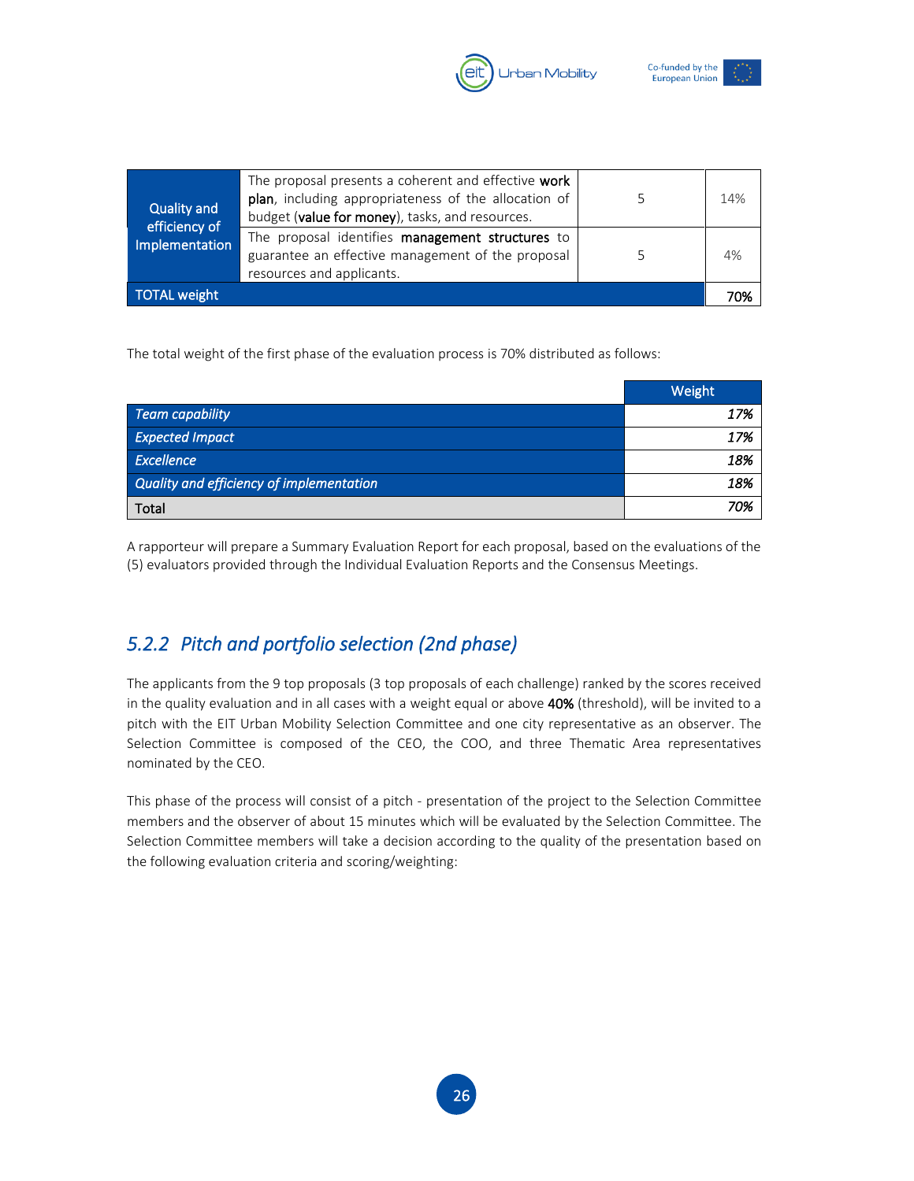| | | | |
|---|---|---|---|
| Quality and efficiency of Implementation | The proposal presents a coherent and effective **work plan**, including appropriateness of the allocation of budget (**value for money**), tasks, and resources. | 5 | 14% |
| | The proposal identifies **management structures** to guarantee an effective management of the proposal resources and applicants. | 5 | 4% |
| TOTAL weight | | | **70%** |

The total weight of the first phase of the evaluation process is 70% distributed as follows:

| | Weight |
|---|---|
| *Team capability* | *17%* |
| *Expected Impact* | *17%* |
| *Excellence* | *18%* |
| *Quality and efficiency of implementation* | *18%* |
| Total | *70%* |

A rapporteur will prepare a Summary Evaluation Report for each proposal, based on the evaluations of the (5) evaluators provided through the Individual Evaluation Reports and the Consensus Meetings.

### *5.2.2 Pitch and portfolio selection (2nd phase)*

The applicants from the 9 top proposals (3 top proposals of each challenge) ranked by the scores received in the quality evaluation and in all cases with a weight equal or above **40%** (threshold), will be invited to a pitch with the EIT Urban Mobility Selection Committee and one city representative as an observer. The Selection Committee is composed of the CEO, the COO, and three Thematic Area representatives nominated by the CEO.

This phase of the process will consist of a pitch - presentation of the project to the Selection Committee members and the observer of about 15 minutes which will be evaluated by the Selection Committee. The Selection Committee members will take a decision according to the quality of the presentation based on the following evaluation criteria and scoring/weighting: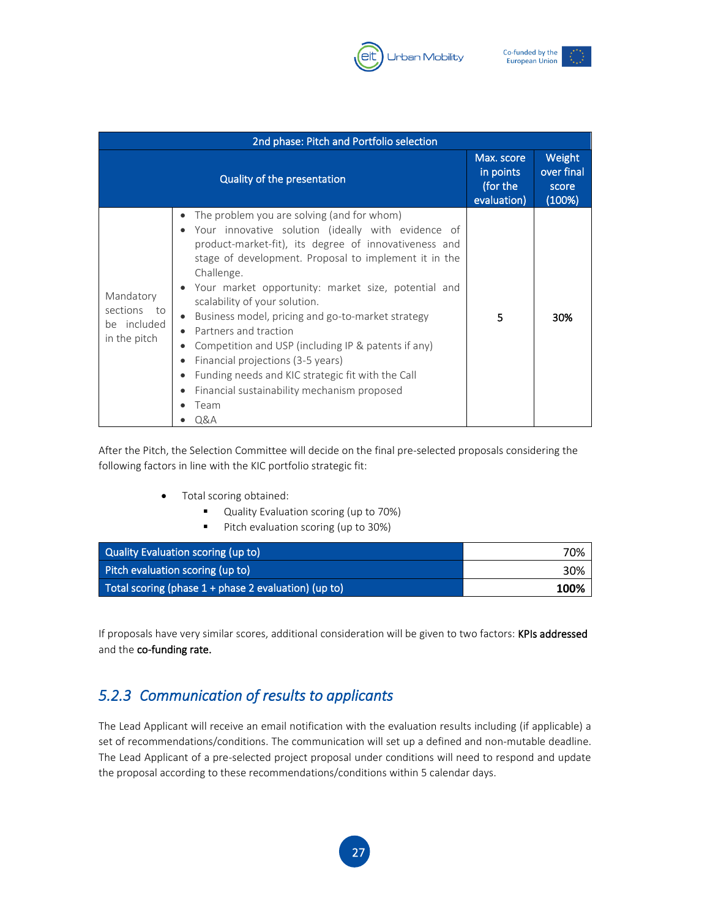| 2nd phase: Pitch and Portfolio selection | | | |
|---|---|---|---|
| Quality of the presentation | | Max. score in points (for the evaluation) | Weight over final score (100%) |
| Mandatory sections to be included in the pitch | • The problem you are solving (and for whom)<br>• Your innovative solution (ideally with evidence of product-market-fit), its degree of innovativeness and stage of development. Proposal to implement it in the Challenge.<br>• Your market opportunity: market size, potential and scalability of your solution.<br>• Business model, pricing and go-to-market strategy<br>• Partners and traction<br>• Competition and USP (including IP & patents if any)<br>• Financial projections (3-5 years)<br>• Funding needs and KIC strategic fit with the Call<br>• Financial sustainability mechanism proposed<br>• Team<br>• Q&A | 5 | **30%** |

After the Pitch, the Selection Committee will decide on the final pre-selected proposals considering the following factors in line with the KIC portfolio strategic fit:

- Total scoring obtained:
  - Quality Evaluation scoring (up to 70%)
  - Pitch evaluation scoring (up to 30%)

| Quality Evaluation scoring (up to) | 70% |
|---|---|
| Pitch evaluation scoring (up to) | 30% |
| Total scoring (phase 1 + phase 2 evaluation) (up to) | **100%** |

If proposals have very similar scores, additional consideration will be given to two factors: **KPIs addressed** and the **co-funding rate.**

### *5.2.3 Communication of results to applicants*

The Lead Applicant will receive an email notification with the evaluation results including (if applicable) a set of recommendations/conditions. The communication will set up a defined and non-mutable deadline. The Lead Applicant of a pre-selected project proposal under conditions will need to respond and update the proposal according to these recommendations/conditions within 5 calendar days.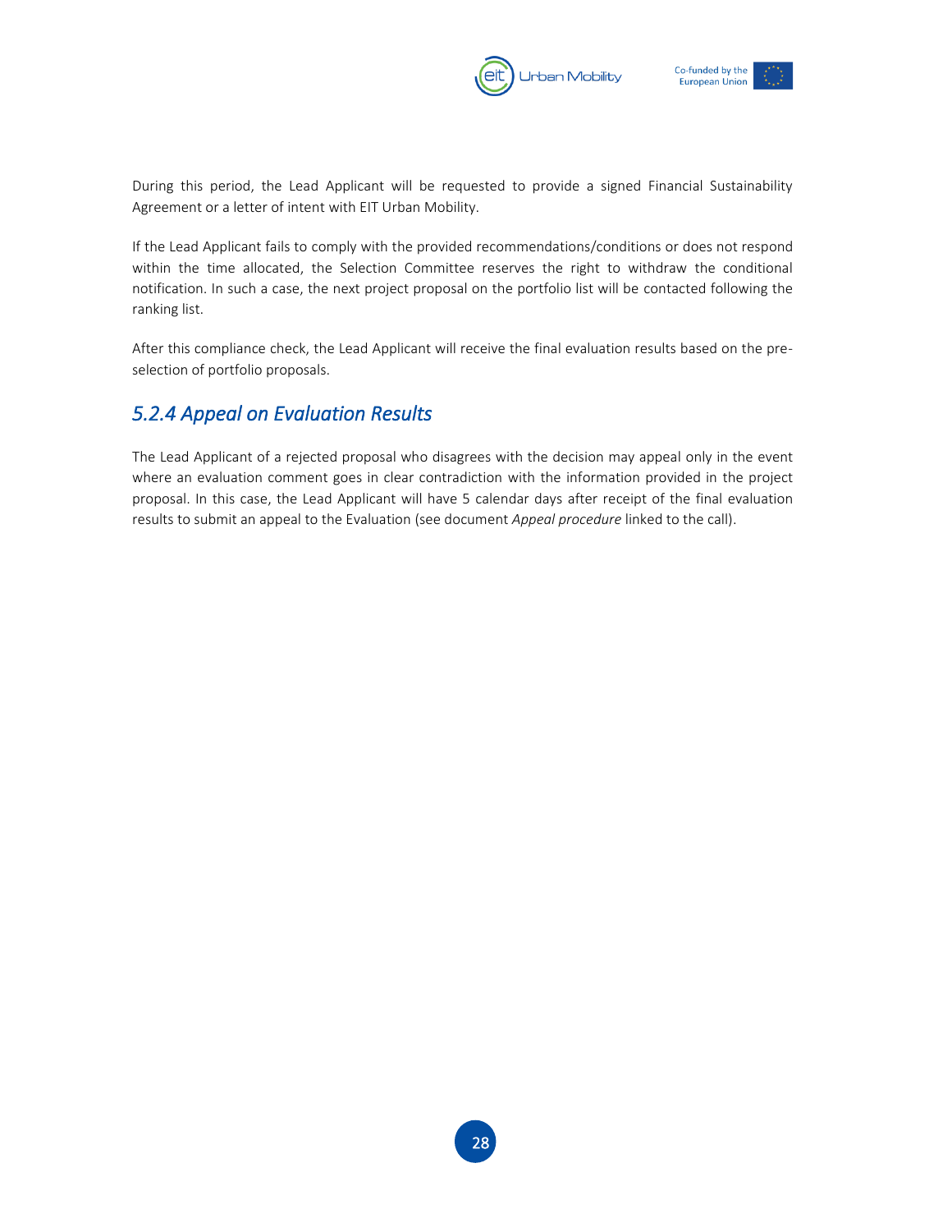During this period, the Lead Applicant will be requested to provide a signed Financial Sustainability Agreement or a letter of intent with EIT Urban Mobility.

If the Lead Applicant fails to comply with the provided recommendations/conditions or does not respond within the time allocated, the Selection Committee reserves the right to withdraw the conditional notification. In such a case, the next project proposal on the portfolio list will be contacted following the ranking list.

After this compliance check, the Lead Applicant will receive the final evaluation results based on the pre-selection of portfolio proposals.

### *5.2.4 Appeal on Evaluation Results*

The Lead Applicant of a rejected proposal who disagrees with the decision may appeal only in the event where an evaluation comment goes in clear contradiction with the information provided in the project proposal. In this case, the Lead Applicant will have 5 calendar days after receipt of the final evaluation results to submit an appeal to the Evaluation (see document *Appeal procedure* linked to the call).